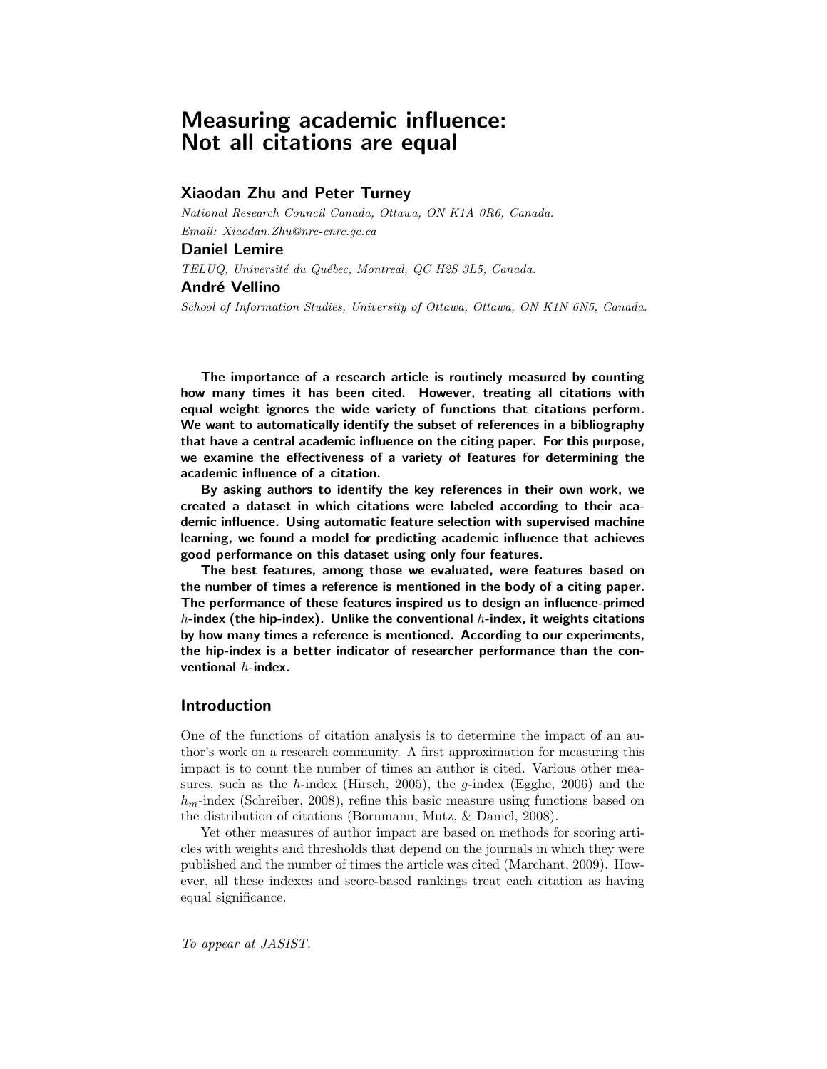# Measuring academic influence: Not all citations are equal

### Xiaodan Zhu and Peter Turney

*National Research Council Canada, Ottawa, ON K1A 0R6, Canada.*

*Email: Xiaodan.Zhu@nrc-cnrc.gc.ca*

### Daniel Lemire

*TELUQ, Université du Québec, Montreal, QC H2S 3L5, Canada.*

### André Vellino

*School of Information Studies, University of Ottawa, Ottawa, ON K1N 6N5, Canada.*

**The importance of a research article is routinely measured by counting how many times it has been cited. However, treating all citations with equal weight ignores the wide variety of functions that citations perform. We want to automatically identify the subset of references in a bibliography that have a central academic influence on the citing paper. For this purpose, we examine the effectiveness of a variety of features for determining the academic influence of a citation.**

**By asking authors to identify the key references in their own work, we created a dataset in which citations were labeled according to their academic influence. Using automatic feature selection with supervised machine learning, we found a model for predicting academic influence that achieves good performance on this dataset using only four features.**

**The best features, among those we evaluated, were features based on the number of times a reference is mentioned in the body of a citing paper. The performance of these features inspired us to design an influence-primed $h$-index (the hip-index). Unlike the conventional $h$-index, it weights citations by how many times a reference is mentioned. According to our experiments, the hip-index is a better indicator of researcher performance than the conventional $h$-index.**

## Introduction

One of the functions of citation analysis is to determine the impact of an author's work on a research community. A first approximation for measuring this impact is to count the number of times an author is cited. Various other measures, such as the $h$-index (Hirsch, 2005), the $g$-index (Egghe, 2006) and the $h_m$-index (Schreiber, 2008), refine this basic measure using functions based on the distribution of citations (Bornmann, Mutz, & Daniel, 2008).

Yet other measures of author impact are based on methods for scoring articles with weights and thresholds that depend on the journals in which they were published and the number of times the article was cited (Marchant, 2009). However, all these indexes and score-based rankings treat each citation as having equal significance.

*To appear at JASIST.*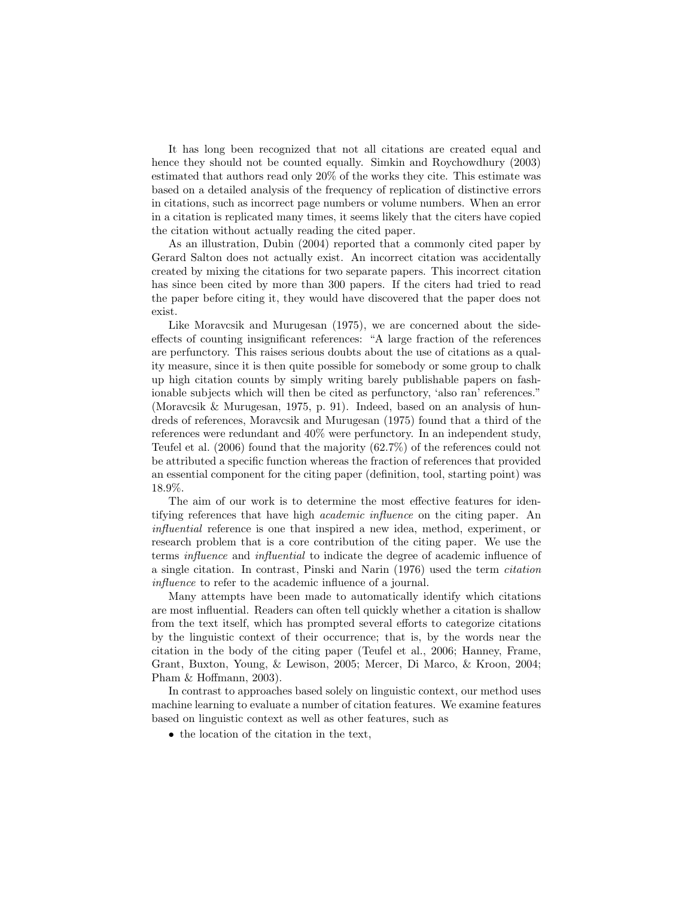It has long been recognized that not all citations are created equal and hence they should not be counted equally. Simkin and Roychowdhury (2003) estimated that authors read only 20% of the works they cite. This estimate was based on a detailed analysis of the frequency of replication of distinctive errors in citations, such as incorrect page numbers or volume numbers. When an error in a citation is replicated many times, it seems likely that the citers have copied the citation without actually reading the cited paper.

As an illustration, Dubin (2004) reported that a commonly cited paper by Gerard Salton does not actually exist. An incorrect citation was accidentally created by mixing the citations for two separate papers. This incorrect citation has since been cited by more than 300 papers. If the citers had tried to read the paper before citing it, they would have discovered that the paper does not exist.

Like Moravcsik and Murugesan (1975), we are concerned about the side-effects of counting insignificant references: "A large fraction of the references are perfunctory. This raises serious doubts about the use of citations as a quality measure, since it is then quite possible for somebody or some group to chalk up high citation counts by simply writing barely publishable papers on fashionable subjects which will then be cited as perfunctory, 'also ran' references." (Moravcsik & Murugesan, 1975, p. 91). Indeed, based on an analysis of hundreds of references, Moravcsik and Murugesan (1975) found that a third of the references were redundant and 40% were perfunctory. In an independent study, Teufel et al. (2006) found that the majority (62.7%) of the references could not be attributed a specific function whereas the fraction of references that provided an essential component for the citing paper (definition, tool, starting point) was 18.9%.

The aim of our work is to determine the most effective features for identifying references that have high *academic influence* on the citing paper. An *influential* reference is one that inspired a new idea, method, experiment, or research problem that is a core contribution of the citing paper. We use the terms *influence* and *influential* to indicate the degree of academic influence of a single citation. In contrast, Pinski and Narin (1976) used the term *citation influence* to refer to the academic influence of a journal.

Many attempts have been made to automatically identify which citations are most influential. Readers can often tell quickly whether a citation is shallow from the text itself, which has prompted several efforts to categorize citations by the linguistic context of their occurrence; that is, by the words near the citation in the body of the citing paper (Teufel et al., 2006; Hanney, Frame, Grant, Buxton, Young, & Lewison, 2005; Mercer, Di Marco, & Kroon, 2004; Pham & Hoffmann, 2003).

In contrast to approaches based solely on linguistic context, our method uses machine learning to evaluate a number of citation features. We examine features based on linguistic context as well as other features, such as

- the location of the citation in the text,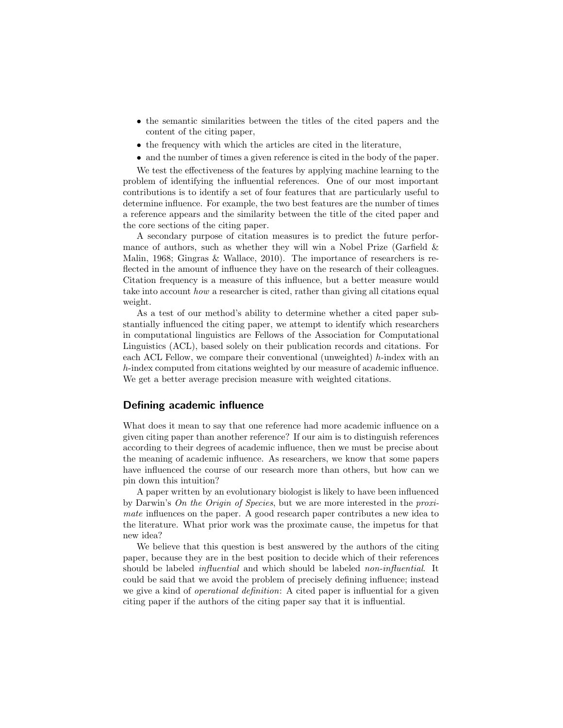- the semantic similarities between the titles of the cited papers and the content of the citing paper,
- the frequency with which the articles are cited in the literature,
- and the number of times a given reference is cited in the body of the paper.

We test the effectiveness of the features by applying machine learning to the problem of identifying the influential references. One of our most important contributions is to identify a set of four features that are particularly useful to determine influence. For example, the two best features are the number of times a reference appears and the similarity between the title of the cited paper and the core sections of the citing paper.

A secondary purpose of citation measures is to predict the future performance of authors, such as whether they will win a Nobel Prize (Garfield & Malin, 1968; Gingras & Wallace, 2010). The importance of researchers is reflected in the amount of influence they have on the research of their colleagues. Citation frequency is a measure of this influence, but a better measure would take into account *how* a researcher is cited, rather than giving all citations equal weight.

As a test of our method's ability to determine whether a cited paper substantially influenced the citing paper, we attempt to identify which researchers in computational linguistics are Fellows of the Association for Computational Linguistics (ACL), based solely on their publication records and citations. For each ACL Fellow, we compare their conventional (unweighted) $h$-index with an $h$-index computed from citations weighted by our measure of academic influence. We get a better average precision measure with weighted citations.

## Defining academic influence

What does it mean to say that one reference had more academic influence on a given citing paper than another reference? If our aim is to distinguish references according to their degrees of academic influence, then we must be precise about the meaning of academic influence. As researchers, we know that some papers have influenced the course of our research more than others, but how can we pin down this intuition?

A paper written by an evolutionary biologist is likely to have been influenced by Darwin's *On the Origin of Species*, but we are more interested in the *proximate* influences on the paper. A good research paper contributes a new idea to the literature. What prior work was the proximate cause, the impetus for that new idea?

We believe that this question is best answered by the authors of the citing paper, because they are in the best position to decide which of their references should be labeled *influential* and which should be labeled *non-influential*. It could be said that we avoid the problem of precisely defining influence; instead we give a kind of *operational definition*: A cited paper is influential for a given citing paper if the authors of the citing paper say that it is influential.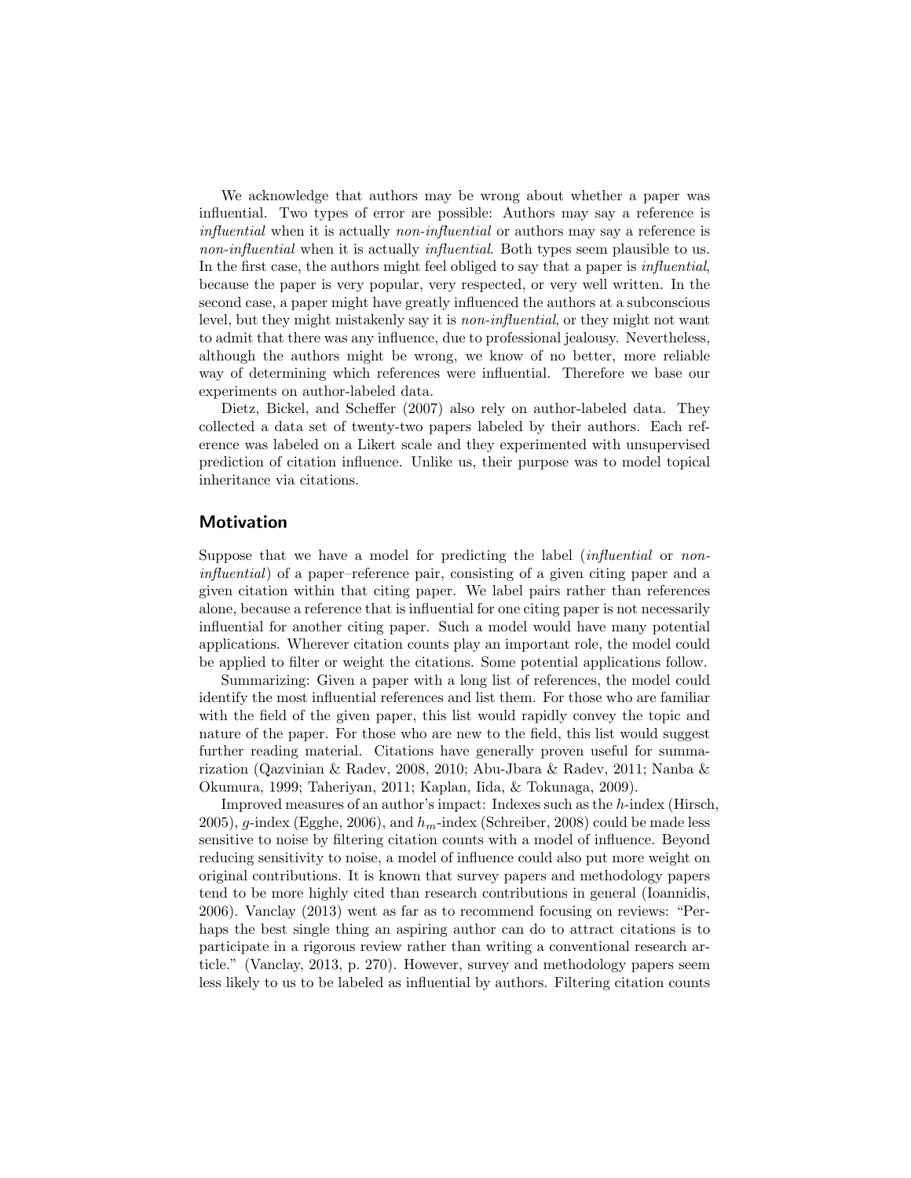We acknowledge that authors may be wrong about whether a paper was influential. Two types of error are possible: Authors may say a reference is *influential* when it is actually *non-influential* or authors may say a reference is *non-influential* when it is actually *influential*. Both types seem plausible to us. In the first case, the authors might feel obliged to say that a paper is *influential*, because the paper is very popular, very respected, or very well written. In the second case, a paper might have greatly influenced the authors at a subconscious level, but they might mistakenly say it is *non-influential*, or they might not want to admit that there was any influence, due to professional jealousy. Nevertheless, although the authors might be wrong, we know of no better, more reliable way of determining which references were influential. Therefore we base our experiments on author-labeled data.

Dietz, Bickel, and Scheffer (2007) also rely on author-labeled data. They collected a data set of twenty-two papers labeled by their authors. Each reference was labeled on a Likert scale and they experimented with unsupervised prediction of citation influence. Unlike us, their purpose was to model topical inheritance via citations.

## Motivation

Suppose that we have a model for predicting the label (*influential* or *non-influential*) of a paper–reference pair, consisting of a given citing paper and a given citation within that citing paper. We label pairs rather than references alone, because a reference that is influential for one citing paper is not necessarily influential for another citing paper. Such a model would have many potential applications. Wherever citation counts play an important role, the model could be applied to filter or weight the citations. Some potential applications follow.

Summarizing: Given a paper with a long list of references, the model could identify the most influential references and list them. For those who are familiar with the field of the given paper, this list would rapidly convey the topic and nature of the paper. For those who are new to the field, this list would suggest further reading material. Citations have generally proven useful for summarization (Qazvinian & Radev, 2008, 2010; Abu-Jbara & Radev, 2011; Nanba & Okumura, 1999; Taheriyan, 2011; Kaplan, Iida, & Tokunaga, 2009).

Improved measures of an author's impact: Indexes such as the $h$-index (Hirsch, 2005), $g$-index (Egghe, 2006), and $h_m$-index (Schreiber, 2008) could be made less sensitive to noise by filtering citation counts with a model of influence. Beyond reducing sensitivity to noise, a model of influence could also put more weight on original contributions. It is known that survey papers and methodology papers tend to be more highly cited than research contributions in general (Ioannidis, 2006). Vanclay (2013) went as far as to recommend focusing on reviews: "Perhaps the best single thing an aspiring author can do to attract citations is to participate in a rigorous review rather than writing a conventional research article." (Vanclay, 2013, p. 270). However, survey and methodology papers seem less likely to us to be labeled as influential by authors. Filtering citation counts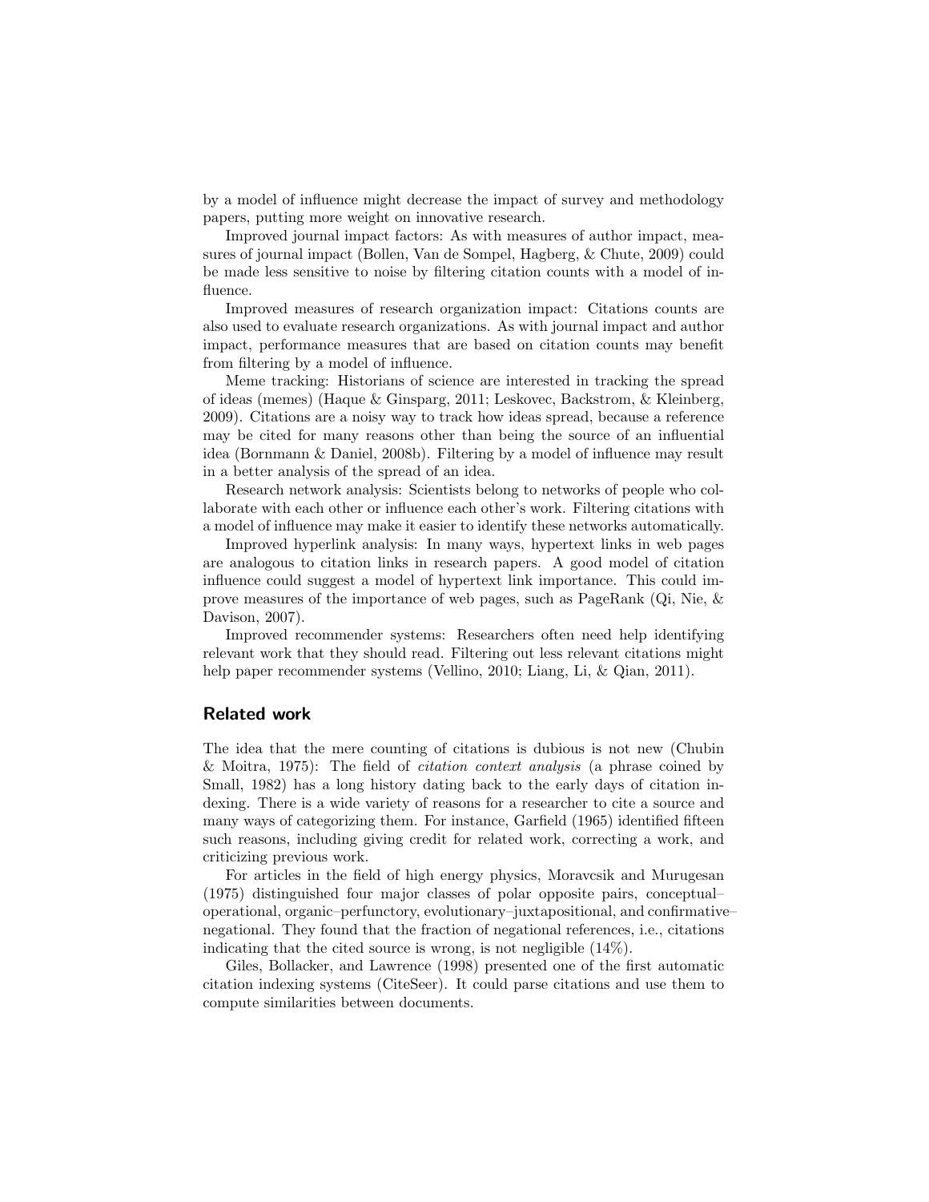by a model of influence might decrease the impact of survey and methodology papers, putting more weight on innovative research.

Improved journal impact factors: As with measures of author impact, measures of journal impact (Bollen, Van de Sompel, Hagberg, & Chute, 2009) could be made less sensitive to noise by filtering citation counts with a model of influence.

Improved measures of research organization impact: Citations counts are also used to evaluate research organizations. As with journal impact and author impact, performance measures that are based on citation counts may benefit from filtering by a model of influence.

Meme tracking: Historians of science are interested in tracking the spread of ideas (memes) (Haque & Ginsparg, 2011; Leskovec, Backstrom, & Kleinberg, 2009). Citations are a noisy way to track how ideas spread, because a reference may be cited for many reasons other than being the source of an influential idea (Bornmann & Daniel, 2008b). Filtering by a model of influence may result in a better analysis of the spread of an idea.

Research network analysis: Scientists belong to networks of people who collaborate with each other or influence each other's work. Filtering citations with a model of influence may make it easier to identify these networks automatically.

Improved hyperlink analysis: In many ways, hypertext links in web pages are analogous to citation links in research papers. A good model of citation influence could suggest a model of hypertext link importance. This could improve measures of the importance of web pages, such as PageRank (Qi, Nie, & Davison, 2007).

Improved recommender systems: Researchers often need help identifying relevant work that they should read. Filtering out less relevant citations might help paper recommender systems (Vellino, 2010; Liang, Li, & Qian, 2011).

## Related work

The idea that the mere counting of citations is dubious is not new (Chubin & Moitra, 1975): The field of *citation context analysis* (a phrase coined by Small, 1982) has a long history dating back to the early days of citation indexing. There is a wide variety of reasons for a researcher to cite a source and many ways of categorizing them. For instance, Garfield (1965) identified fifteen such reasons, including giving credit for related work, correcting a work, and criticizing previous work.

For articles in the field of high energy physics, Moravcsik and Murugesan (1975) distinguished four major classes of polar opposite pairs, conceptual–operational, organic–perfunctory, evolutionary–juxtapositional, and confirmative–negational. They found that the fraction of negational references, i.e., citations indicating that the cited source is wrong, is not negligible (14%).

Giles, Bollacker, and Lawrence (1998) presented one of the first automatic citation indexing systems (CiteSeer). It could parse citations and use them to compute similarities between documents.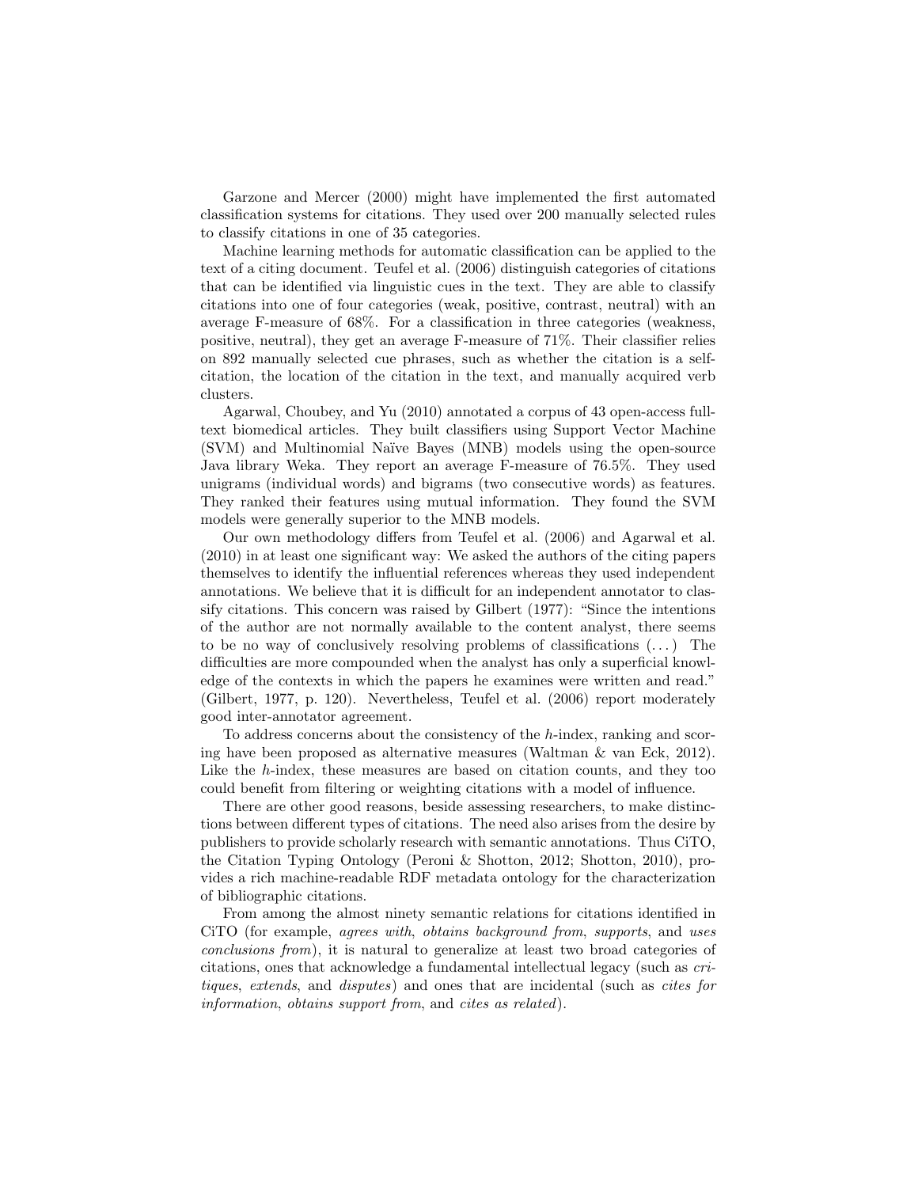Garzone and Mercer (2000) might have implemented the first automated classification systems for citations. They used over 200 manually selected rules to classify citations in one of 35 categories.

Machine learning methods for automatic classification can be applied to the text of a citing document. Teufel et al. (2006) distinguish categories of citations that can be identified via linguistic cues in the text. They are able to classify citations into one of four categories (weak, positive, contrast, neutral) with an average F-measure of 68%. For a classification in three categories (weakness, positive, neutral), they get an average F-measure of 71%. Their classifier relies on 892 manually selected cue phrases, such as whether the citation is a self-citation, the location of the citation in the text, and manually acquired verb clusters.

Agarwal, Choubey, and Yu (2010) annotated a corpus of 43 open-access full-text biomedical articles. They built classifiers using Support Vector Machine (SVM) and Multinomial Naïve Bayes (MNB) models using the open-source Java library Weka. They report an average F-measure of 76.5%. They used unigrams (individual words) and bigrams (two consecutive words) as features. They ranked their features using mutual information. They found the SVM models were generally superior to the MNB models.

Our own methodology differs from Teufel et al. (2006) and Agarwal et al. (2010) in at least one significant way: We asked the authors of the citing papers themselves to identify the influential references whereas they used independent annotations. We believe that it is difficult for an independent annotator to classify citations. This concern was raised by Gilbert (1977): "Since the intentions of the author are not normally available to the content analyst, there seems to be no way of conclusively resolving problems of classifications (...) The difficulties are more compounded when the analyst has only a superficial knowledge of the contexts in which the papers he examines were written and read." (Gilbert, 1977, p. 120). Nevertheless, Teufel et al. (2006) report moderately good inter-annotator agreement.

To address concerns about the consistency of the *h*-index, ranking and scoring have been proposed as alternative measures (Waltman & van Eck, 2012). Like the *h*-index, these measures are based on citation counts, and they too could benefit from filtering or weighting citations with a model of influence.

There are other good reasons, beside assessing researchers, to make distinctions between different types of citations. The need also arises from the desire by publishers to provide scholarly research with semantic annotations. Thus CiTO, the Citation Typing Ontology (Peroni & Shotton, 2012; Shotton, 2010), provides a rich machine-readable RDF metadata ontology for the characterization of bibliographic citations.

From among the almost ninety semantic relations for citations identified in CiTO (for example, *agrees with*, *obtains background from*, *supports*, and *uses conclusions from*), it is natural to generalize at least two broad categories of citations, ones that acknowledge a fundamental intellectual legacy (such as *critiques*, *extends*, and *disputes*) and ones that are incidental (such as *cites for information*, *obtains support from*, and *cites as related*).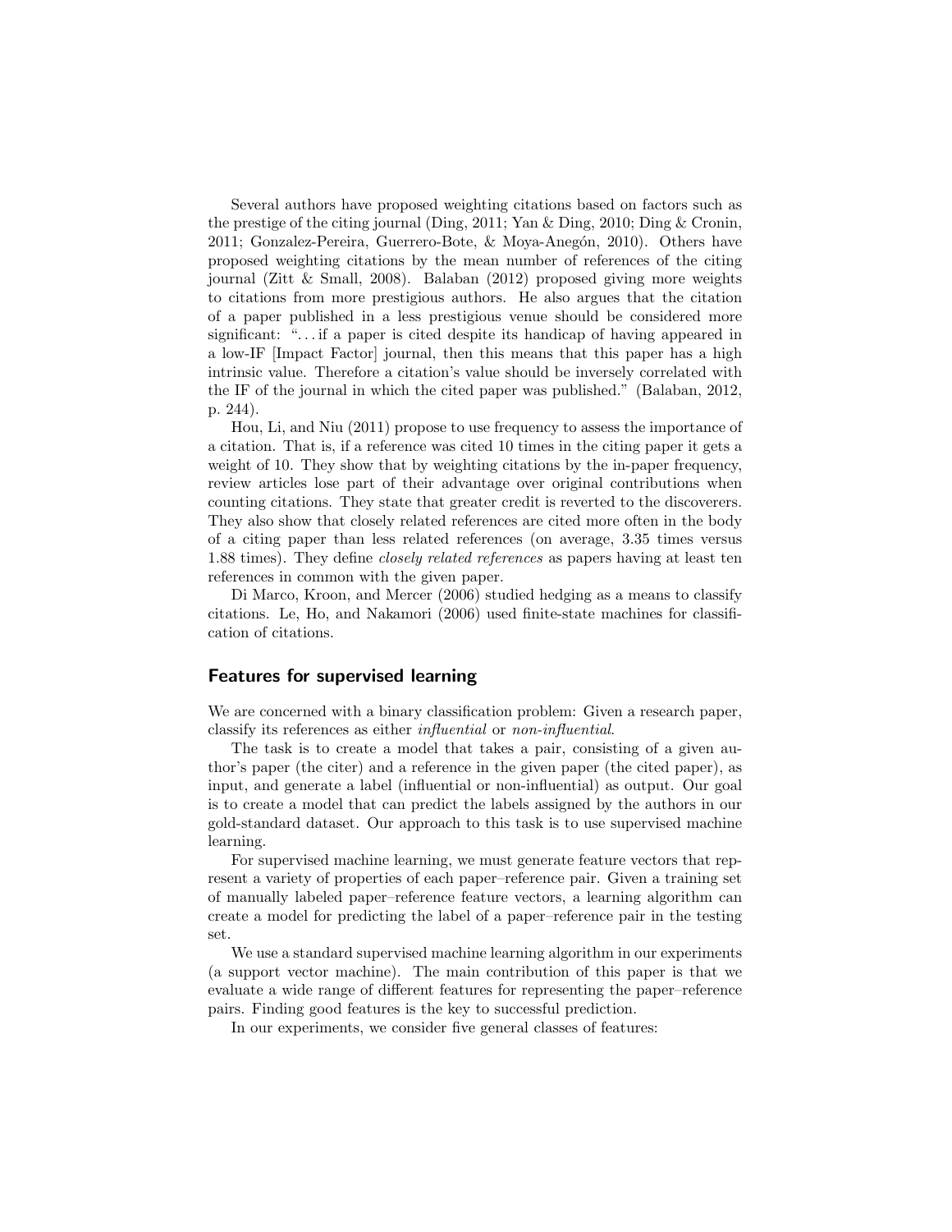Several authors have proposed weighting citations based on factors such as the prestige of the citing journal (Ding, 2011; Yan & Ding, 2010; Ding & Cronin, 2011; Gonzalez-Pereira, Guerrero-Bote, & Moya-Anegón, 2010). Others have proposed weighting citations by the mean number of references of the citing journal (Zitt & Small, 2008). Balaban (2012) proposed giving more weights to citations from more prestigious authors. He also argues that the citation of a paper published in a less prestigious venue should be considered more significant: "... if a paper is cited despite its handicap of having appeared in a low-IF [Impact Factor] journal, then this means that this paper has a high intrinsic value. Therefore a citation's value should be inversely correlated with the IF of the journal in which the cited paper was published." (Balaban, 2012, p. 244).

Hou, Li, and Niu (2011) propose to use frequency to assess the importance of a citation. That is, if a reference was cited 10 times in the citing paper it gets a weight of 10. They show that by weighting citations by the in-paper frequency, review articles lose part of their advantage over original contributions when counting citations. They state that greater credit is reverted to the discoverers. They also show that closely related references are cited more often in the body of a citing paper than less related references (on average, 3.35 times versus 1.88 times). They define *closely related references* as papers having at least ten references in common with the given paper.

Di Marco, Kroon, and Mercer (2006) studied hedging as a means to classify citations. Le, Ho, and Nakamori (2006) used finite-state machines for classification of citations.

## Features for supervised learning

We are concerned with a binary classification problem: Given a research paper, classify its references as either *influential* or *non-influential*.

The task is to create a model that takes a pair, consisting of a given author's paper (the citer) and a reference in the given paper (the cited paper), as input, and generate a label (influential or non-influential) as output. Our goal is to create a model that can predict the labels assigned by the authors in our gold-standard dataset. Our approach to this task is to use supervised machine learning.

For supervised machine learning, we must generate feature vectors that represent a variety of properties of each paper–reference pair. Given a training set of manually labeled paper–reference feature vectors, a learning algorithm can create a model for predicting the label of a paper–reference pair in the testing set.

We use a standard supervised machine learning algorithm in our experiments (a support vector machine). The main contribution of this paper is that we evaluate a wide range of different features for representing the paper–reference pairs. Finding good features is the key to successful prediction.

In our experiments, we consider five general classes of features: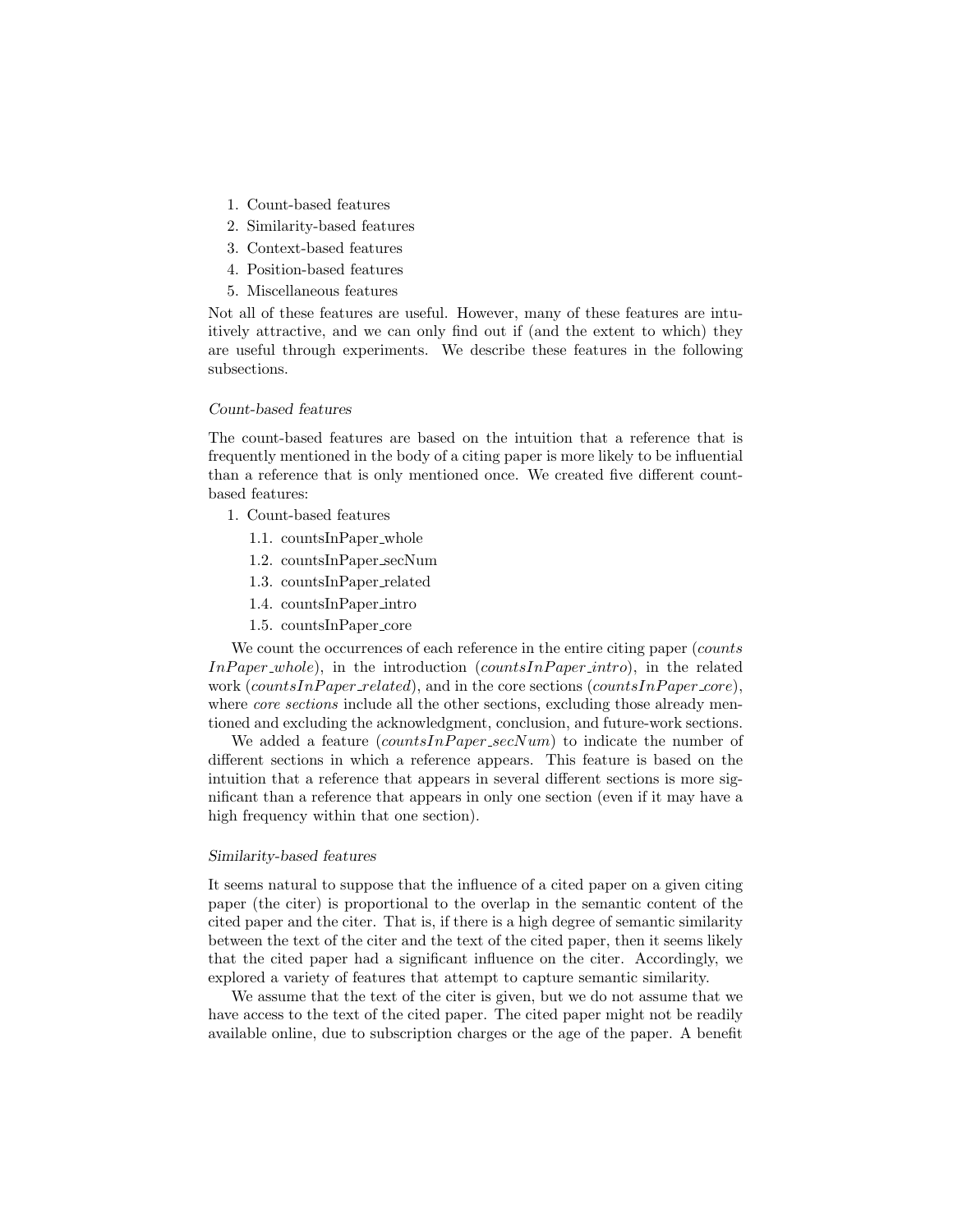1. Count-based features
2. Similarity-based features
3. Context-based features
4. Position-based features
5. Miscellaneous features

Not all of these features are useful. However, many of these features are intuitively attractive, and we can only find out if (and the extent to which) they are useful through experiments. We describe these features in the following subsections.

*Count-based features*

The count-based features are based on the intuition that a reference that is frequently mentioned in the body of a citing paper is more likely to be influential than a reference that is only mentioned once. We created five different count-based features:

1. Count-based features
    1.1. countsInPaper_whole
    1.2. countsInPaper_secNum
    1.3. countsInPaper_related
    1.4. countsInPaper_intro
    1.5. countsInPaper_core

We count the occurrences of each reference in the entire citing paper (*countsInPaper_whole*), in the introduction (*countsInPaper_intro*), in the related work (*countsInPaper_related*), and in the core sections (*countsInPaper_core*), where *core sections* include all the other sections, excluding those already mentioned and excluding the acknowledgment, conclusion, and future-work sections.

We added a feature (*countsInPaper_secNum*) to indicate the number of different sections in which a reference appears. This feature is based on the intuition that a reference that appears in several different sections is more significant than a reference that appears in only one section (even if it may have a high frequency within that one section).

*Similarity-based features*

It seems natural to suppose that the influence of a cited paper on a given citing paper (the citer) is proportional to the overlap in the semantic content of the cited paper and the citer. That is, if there is a high degree of semantic similarity between the text of the citer and the text of the cited paper, then it seems likely that the cited paper had a significant influence on the citer. Accordingly, we explored a variety of features that attempt to capture semantic similarity.

We assume that the text of the citer is given, but we do not assume that we have access to the text of the cited paper. The cited paper might not be readily available online, due to subscription charges or the age of the paper. A benefit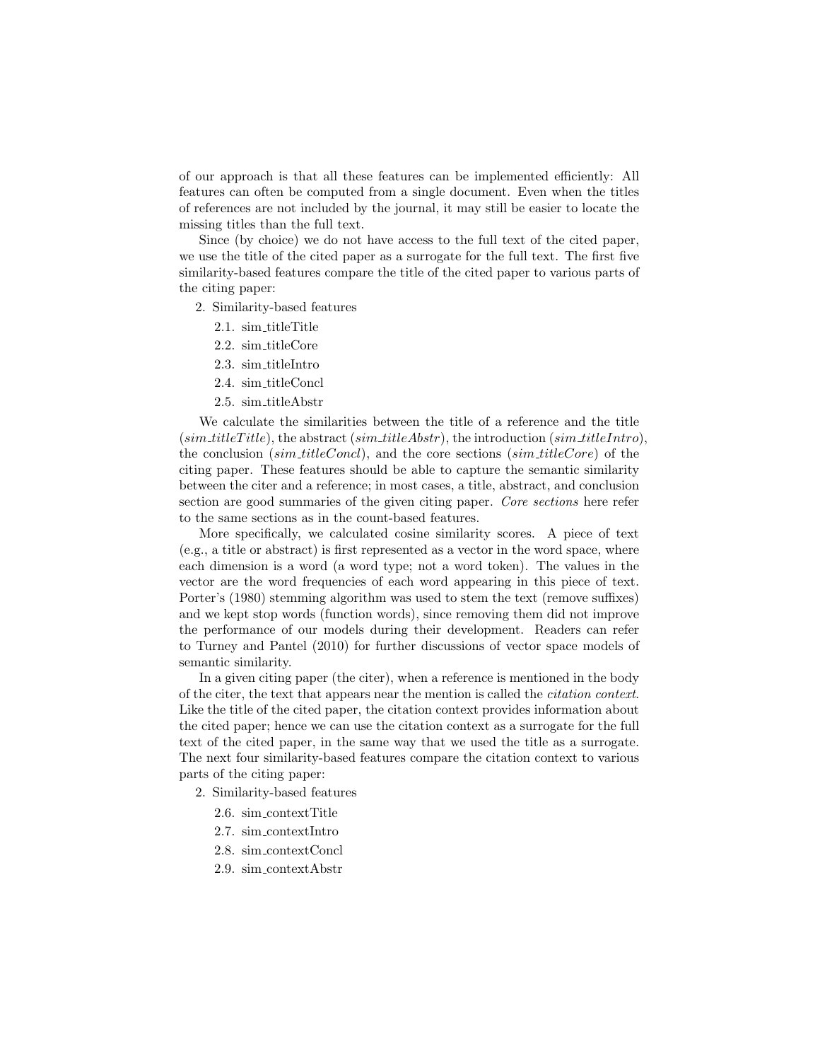of our approach is that all these features can be implemented efficiently: All features can often be computed from a single document. Even when the titles of references are not included by the journal, it may still be easier to locate the missing titles than the full text.

Since (by choice) we do not have access to the full text of the cited paper, we use the title of the cited paper as a surrogate for the full text. The first five similarity-based features compare the title of the cited paper to various parts of the citing paper:

2. Similarity-based features
   - 2.1. sim_titleTitle
   - 2.2. sim_titleCore
   - 2.3. sim_titleIntro
   - 2.4. sim_titleConcl
   - 2.5. sim_titleAbstr

We calculate the similarities between the title of a reference and the title (*sim_titleTitle*), the abstract (*sim_titleAbstr*), the introduction (*sim_titleIntro*), the conclusion (*sim_titleConcl*), and the core sections (*sim_titleCore*) of the citing paper. These features should be able to capture the semantic similarity between the citer and a reference; in most cases, a title, abstract, and conclusion section are good summaries of the given citing paper. *Core sections* here refer to the same sections as in the count-based features.

More specifically, we calculated cosine similarity scores. A piece of text (e.g., a title or abstract) is first represented as a vector in the word space, where each dimension is a word (a word type; not a word token). The values in the vector are the word frequencies of each word appearing in this piece of text. Porter's (1980) stemming algorithm was used to stem the text (remove suffixes) and we kept stop words (function words), since removing them did not improve the performance of our models during their development. Readers can refer to Turney and Pantel (2010) for further discussions of vector space models of semantic similarity.

In a given citing paper (the citer), when a reference is mentioned in the body of the citer, the text that appears near the mention is called the *citation context*. Like the title of the cited paper, the citation context provides information about the cited paper; hence we can use the citation context as a surrogate for the full text of the cited paper, in the same way that we used the title as a surrogate. The next four similarity-based features compare the citation context to various parts of the citing paper:

2. Similarity-based features
   - 2.6. sim_contextTitle
   - 2.7. sim_contextIntro
   - 2.8. sim_contextConcl
   - 2.9. sim_contextAbstr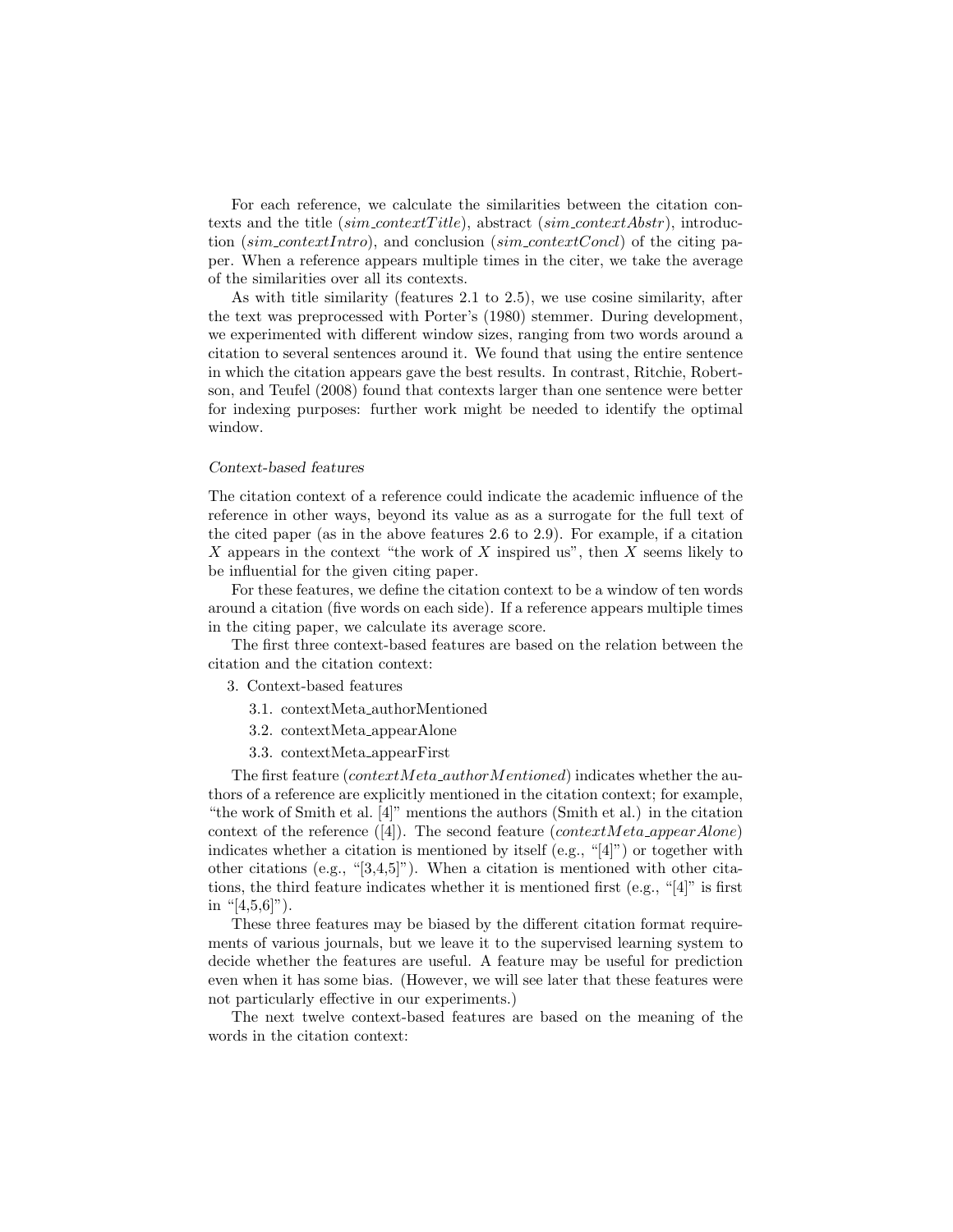For each reference, we calculate the similarities between the citation contexts and the title (*sim_contextTitle*), abstract (*sim_contextAbstr*), introduction (*sim_contextIntro*), and conclusion (*sim_contextConcl*) of the citing paper. When a reference appears multiple times in the citer, we take the average of the similarities over all its contexts.

As with title similarity (features 2.1 to 2.5), we use cosine similarity, after the text was preprocessed with Porter's (1980) stemmer. During development, we experimented with different window sizes, ranging from two words around a citation to several sentences around it. We found that using the entire sentence in which the citation appears gave the best results. In contrast, Ritchie, Robertson, and Teufel (2008) found that contexts larger than one sentence were better for indexing purposes: further work might be needed to identify the optimal window.

*Context-based features*

The citation context of a reference could indicate the academic influence of the reference in other ways, beyond its value as as a surrogate for the full text of the cited paper (as in the above features 2.6 to 2.9). For example, if a citation $X$ appears in the context "the work of $X$ inspired us", then $X$ seems likely to be influential for the given citing paper.

For these features, we define the citation context to be a window of ten words around a citation (five words on each side). If a reference appears multiple times in the citing paper, we calculate its average score.

The first three context-based features are based on the relation between the citation and the citation context:

3. Context-based features
   - 3.1. contextMeta_authorMentioned
   - 3.2. contextMeta_appearAlone
   - 3.3. contextMeta_appearFirst

The first feature (*contextMeta_authorMentioned*) indicates whether the authors of a reference are explicitly mentioned in the citation context; for example, "the work of Smith et al. [4]" mentions the authors (Smith et al.) in the citation context of the reference ([4]). The second feature (*contextMeta_appearAlone*) indicates whether a citation is mentioned by itself (e.g., "[4]") or together with other citations (e.g., "[3,4,5]"). When a citation is mentioned with other citations, the third feature indicates whether it is mentioned first (e.g., "[4]" is first in "[4,5,6]").

These three features may be biased by the different citation format requirements of various journals, but we leave it to the supervised learning system to decide whether the features are useful. A feature may be useful for prediction even when it has some bias. (However, we will see later that these features were not particularly effective in our experiments.)

The next twelve context-based features are based on the meaning of the words in the citation context: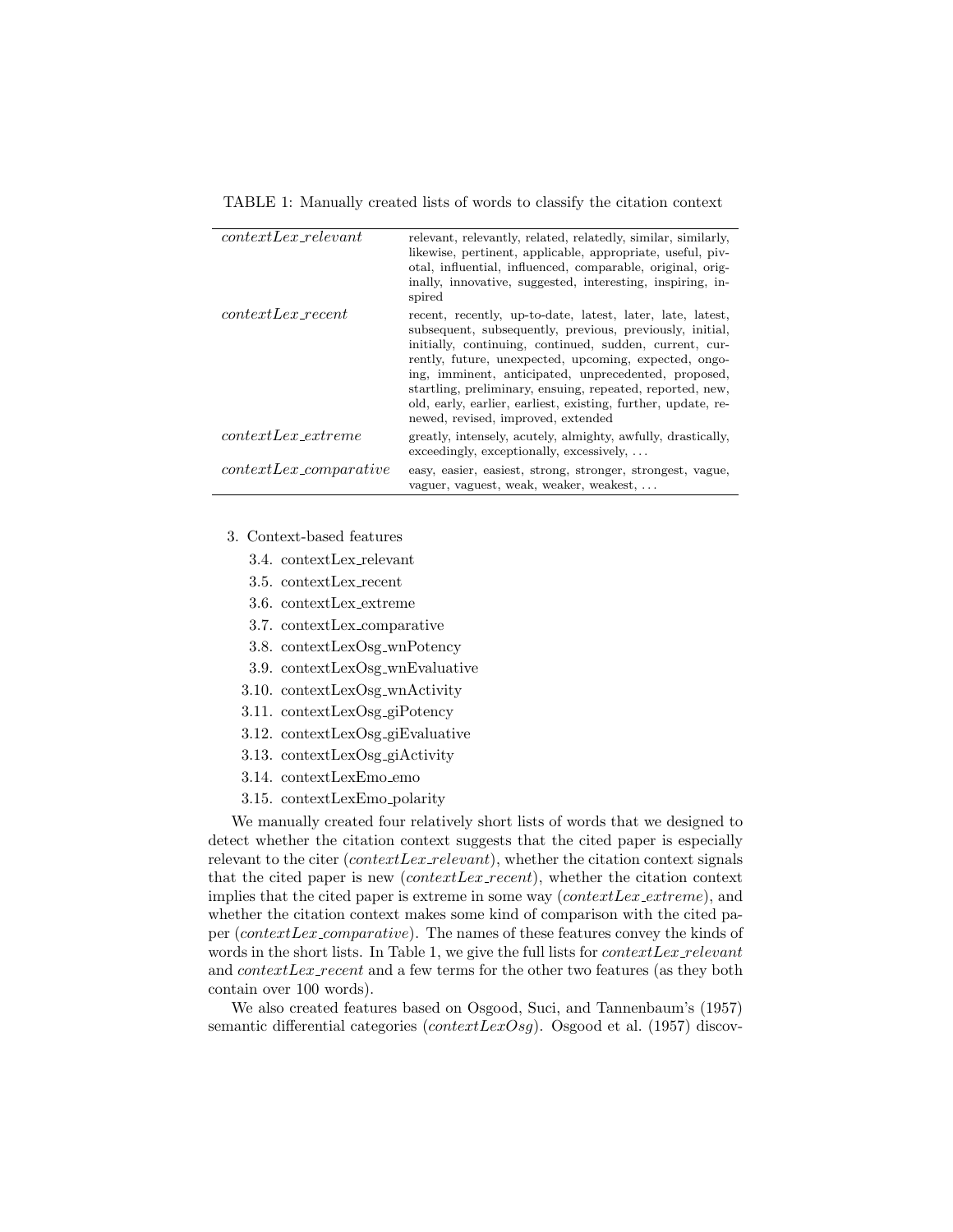TABLE 1: Manually created lists of words to classify the citation context

| | |
|---|---|
| *contextLex_relevant* | relevant, relevantly, related, relatedly, similar, similarly, likewise, pertinent, applicable, appropriate, useful, pivotal, influential, influenced, comparable, original, originally, innovative, suggested, interesting, inspiring, inspired |
| *contextLex_recent* | recent, recently, up-to-date, latest, later, late, latest, subsequent, subsequently, previous, previously, initial, initially, continuing, continued, sudden, current, currently, future, unexpected, upcoming, expected, ongoing, imminent, anticipated, unprecedented, proposed, startling, preliminary, ensuing, repeated, reported, new, old, early, earlier, earliest, existing, further, update, renewed, revised, improved, extended |
| *contextLex_extreme* | greatly, intensely, acutely, almighty, awfully, drastically, exceedingly, exceptionally, excessively, ... |
| *contextLex_comparative* | easy, easier, easiest, strong, stronger, strongest, vague, vaguer, vaguest, weak, weaker, weakest, ... |

3. Context-based features
   - 3.4. contextLex_relevant
   - 3.5. contextLex_recent
   - 3.6. contextLex_extreme
   - 3.7. contextLex_comparative
   - 3.8. contextLexOsg_wnPotency
   - 3.9. contextLexOsg_wnEvaluative
   - 3.10. contextLexOsg_wnActivity
   - 3.11. contextLexOsg_giPotency
   - 3.12. contextLexOsg_giEvaluative
   - 3.13. contextLexOsg_giActivity
   - 3.14. contextLexEmo_emo
   - 3.15. contextLexEmo_polarity

We manually created four relatively short lists of words that we designed to detect whether the citation context suggests that the cited paper is especially relevant to the citer (*contextLex_relevant*), whether the citation context signals that the cited paper is new (*contextLex_recent*), whether the citation context implies that the cited paper is extreme in some way (*contextLex_extreme*), and whether the citation context makes some kind of comparison with the cited paper (*contextLex_comparative*). The names of these features convey the kinds of words in the short lists. In Table 1, we give the full lists for *contextLex_relevant* and *contextLex_recent* and a few terms for the other two features (as they both contain over 100 words).

We also created features based on Osgood, Suci, and Tannenbaum's (1957) semantic differential categories (*contextLexOsg*). Osgood et al. (1957) discov-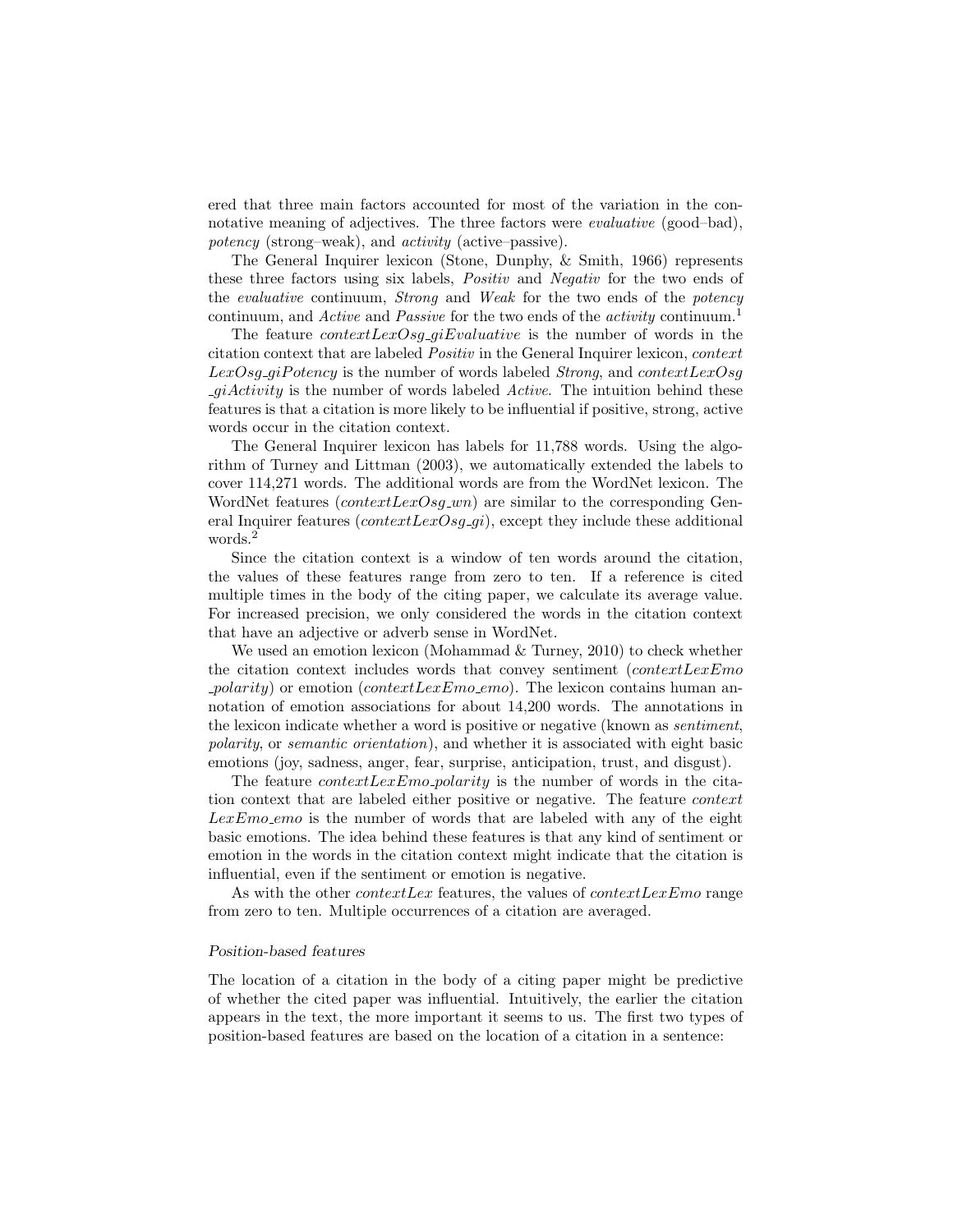ered that three main factors accounted for most of the variation in the connotative meaning of adjectives. The three factors were *evaluative* (good–bad), *potency* (strong–weak), and *activity* (active–passive).

The General Inquirer lexicon (Stone, Dunphy, & Smith, 1966) represents these three factors using six labels, *Positiv* and *Negativ* for the two ends of the *evaluative* continuum, *Strong* and *Weak* for the two ends of the *potency* continuum, and *Active* and *Passive* for the two ends of the *activity* continuum.[1]

The feature *contextLexOsg_giEvaluative* is the number of words in the citation context that are labeled *Positiv* in the General Inquirer lexicon, *contextLexOsg_giPotency* is the number of words labeled *Strong*, and *contextLexOsg_giActivity* is the number of words labeled *Active*. The intuition behind these features is that a citation is more likely to be influential if positive, strong, active words occur in the citation context.

The General Inquirer lexicon has labels for 11,788 words. Using the algorithm of Turney and Littman (2003), we automatically extended the labels to cover 114,271 words. The additional words are from the WordNet lexicon. The WordNet features (*contextLexOsg_wn*) are similar to the corresponding General Inquirer features (*contextLexOsg_gi*), except they include these additional words.[2]

Since the citation context is a window of ten words around the citation, the values of these features range from zero to ten. If a reference is cited multiple times in the body of the citing paper, we calculate its average value. For increased precision, we only considered the words in the citation context that have an adjective or adverb sense in WordNet.

We used an emotion lexicon (Mohammad & Turney, 2010) to check whether the citation context includes words that convey sentiment (*contextLexEmo_polarity*) or emotion (*contextLexEmo_emo*). The lexicon contains human annotation of emotion associations for about 14,200 words. The annotations in the lexicon indicate whether a word is positive or negative (known as *sentiment*, *polarity*, or *semantic orientation*), and whether it is associated with eight basic emotions (joy, sadness, anger, fear, surprise, anticipation, trust, and disgust).

The feature *contextLexEmo_polarity* is the number of words in the citation context that are labeled either positive or negative. The feature *contextLexEmo_emo* is the number of words that are labeled with any of the eight basic emotions. The idea behind these features is that any kind of sentiment or emotion in the words in the citation context might indicate that the citation is influential, even if the sentiment or emotion is negative.

As with the other *contextLex* features, the values of *contextLexEmo* range from zero to ten. Multiple occurrences of a citation are averaged.

### *Position-based features*

The location of a citation in the body of a citing paper might be predictive of whether the cited paper was influential. Intuitively, the earlier the citation appears in the text, the more important it seems to us. The first two types of position-based features are based on the location of a citation in a sentence: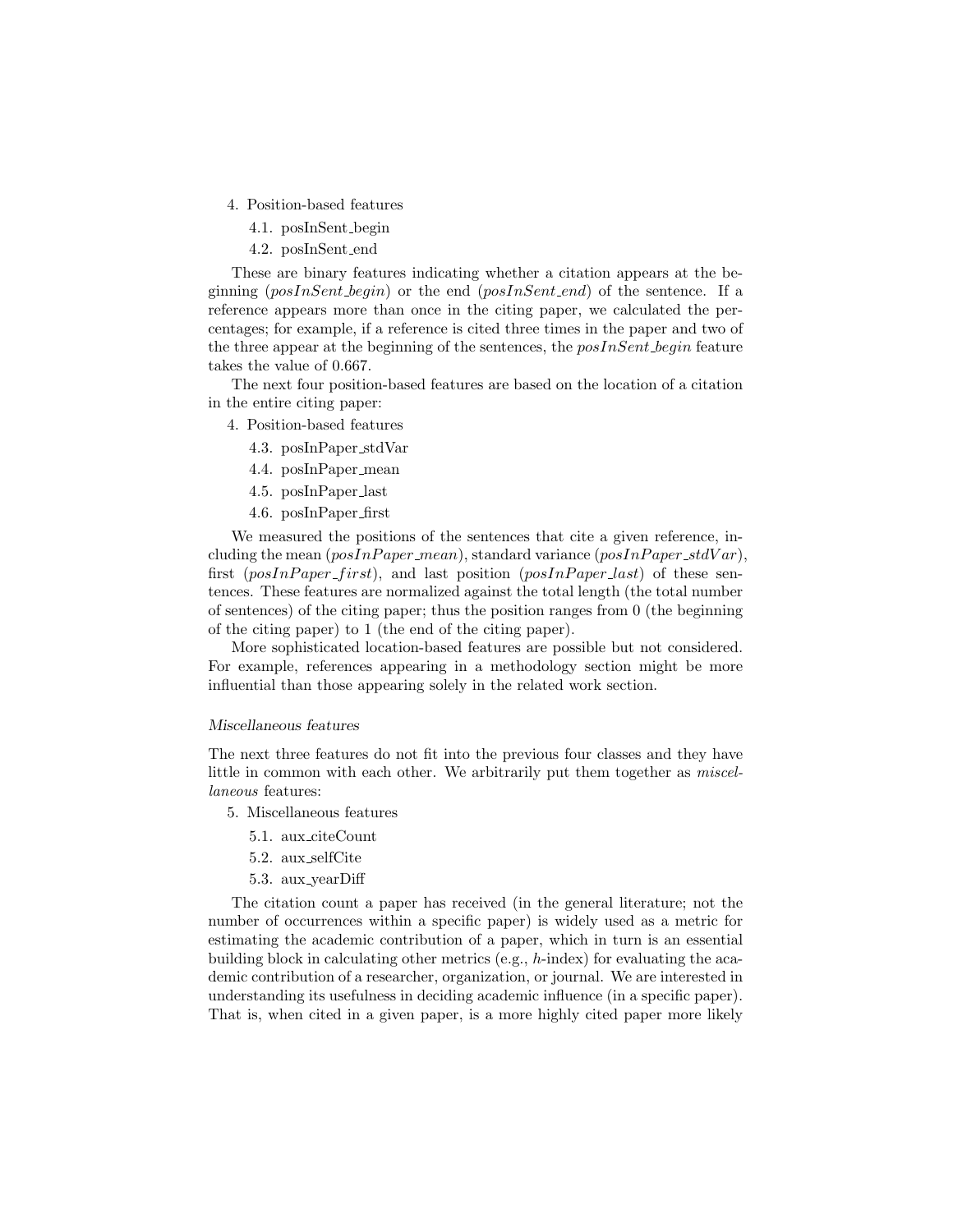4. Position-based features
   4.1. posInSent_begin
   4.2. posInSent_end

These are binary features indicating whether a citation appears at the beginning (*posInSent_begin*) or the end (*posInSent_end*) of the sentence. If a reference appears more than once in the citing paper, we calculated the percentages; for example, if a reference is cited three times in the paper and two of the three appear at the beginning of the sentences, the *posInSent_begin* feature takes the value of 0.667.

The next four position-based features are based on the location of a citation in the entire citing paper:

4. Position-based features
   4.3. posInPaper_stdVar
   4.4. posInPaper_mean
   4.5. posInPaper_last
   4.6. posInPaper_first

We measured the positions of the sentences that cite a given reference, including the mean (*posInPaper_mean*), standard variance (*posInPaper_stdVar*), first (*posInPaper_first*), and last position (*posInPaper_last*) of these sentences. These features are normalized against the total length (the total number of sentences) of the citing paper; thus the position ranges from 0 (the beginning of the citing paper) to 1 (the end of the citing paper).

More sophisticated location-based features are possible but not considered. For example, references appearing in a methodology section might be more influential than those appearing solely in the related work section.

*Miscellaneous features*

The next three features do not fit into the previous four classes and they have little in common with each other. We arbitrarily put them together as *miscellaneous* features:

5. Miscellaneous features
   5.1. aux_citeCount
   5.2. aux_selfCite
   5.3. aux_yearDiff

The citation count a paper has received (in the general literature; not the number of occurrences within a specific paper) is widely used as a metric for estimating the academic contribution of a paper, which in turn is an essential building block in calculating other metrics (e.g., *h*-index) for evaluating the academic contribution of a researcher, organization, or journal. We are interested in understanding its usefulness in deciding academic influence (in a specific paper). That is, when cited in a given paper, is a more highly cited paper more likely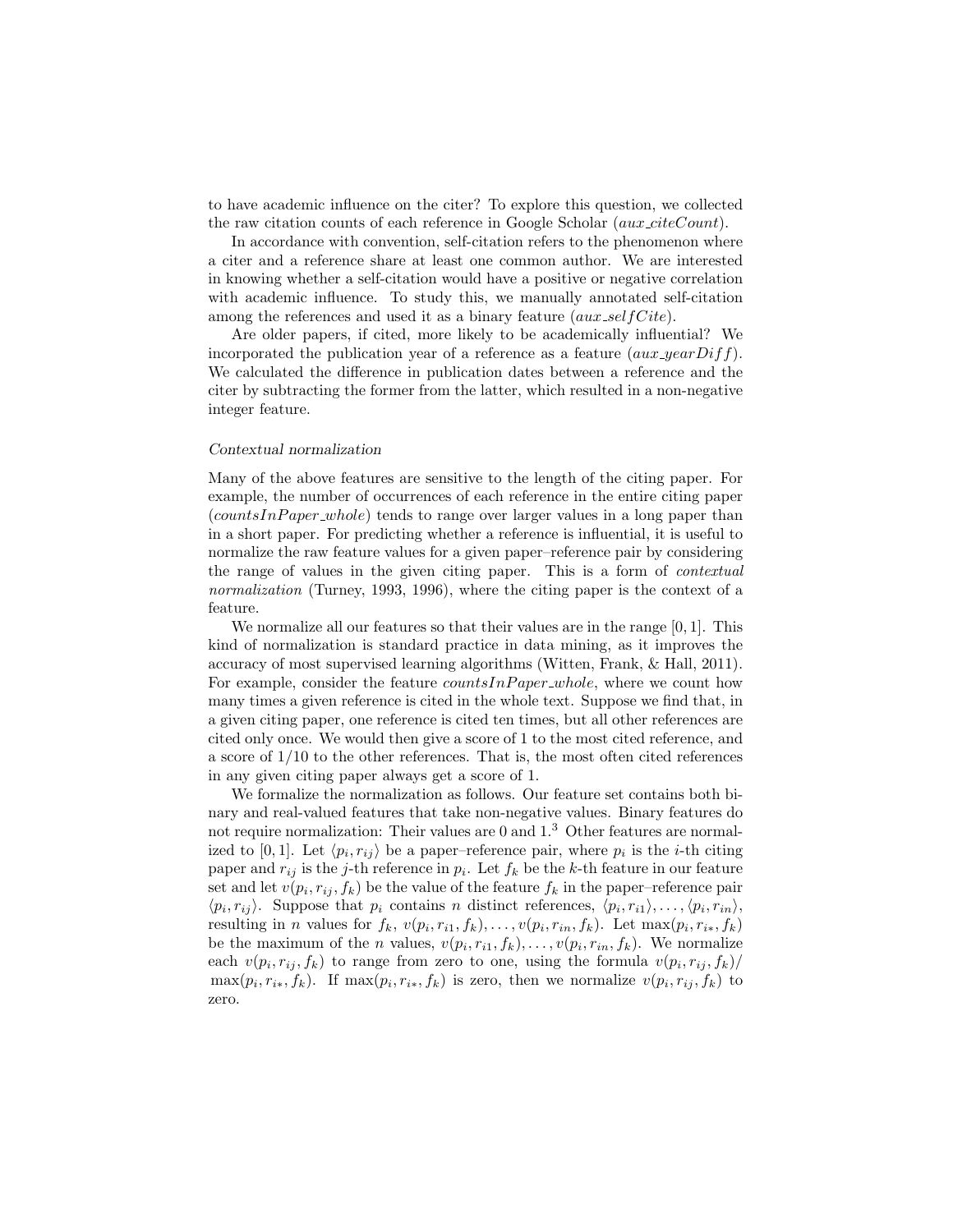to have academic influence on the citer? To explore this question, we collected the raw citation counts of each reference in Google Scholar (*aux_citeCount*).

In accordance with convention, self-citation refers to the phenomenon where a citer and a reference share at least one common author. We are interested in knowing whether a self-citation would have a positive or negative correlation with academic influence. To study this, we manually annotated self-citation among the references and used it as a binary feature (*aux_selfCite*).

Are older papers, if cited, more likely to be academically influential? We incorporated the publication year of a reference as a feature (*aux_yearDiff*). We calculated the difference in publication dates between a reference and the citer by subtracting the former from the latter, which resulted in a non-negative integer feature.

### *Contextual normalization*

Many of the above features are sensitive to the length of the citing paper. For example, the number of occurrences of each reference in the entire citing paper (*countsInPaper_whole*) tends to range over larger values in a long paper than in a short paper. For predicting whether a reference is influential, it is useful to normalize the raw feature values for a given paper–reference pair by considering the range of values in the given citing paper. This is a form of *contextual normalization* (Turney, 1993, 1996), where the citing paper is the context of a feature.

We normalize all our features so that their values are in the range $[0, 1]$. This kind of normalization is standard practice in data mining, as it improves the accuracy of most supervised learning algorithms (Witten, Frank, & Hall, 2011). For example, consider the feature *countsInPaper_whole*, where we count how many times a given reference is cited in the whole text. Suppose we find that, in a given citing paper, one reference is cited ten times, but all other references are cited only once. We would then give a score of 1 to the most cited reference, and a score of $1/10$ to the other references. That is, the most often cited references in any given citing paper always get a score of 1.

We formalize the normalization as follows. Our feature set contains both binary and real-valued features that take non-negative values. Binary features do not require normalization: Their values are 0 and 1.[3] Other features are normalized to $[0, 1]$. Let $\langle p_i, r_{ij} \rangle$ be a paper–reference pair, where $p_i$ is the $i$-th citing paper and $r_{ij}$ is the $j$-th reference in $p_i$. Let $f_k$ be the $k$-th feature in our feature set and let $v(p_i, r_{ij}, f_k)$ be the value of the feature $f_k$ in the paper–reference pair $\langle p_i, r_{ij} \rangle$. Suppose that $p_i$ contains $n$ distinct references, $\langle p_i, r_{i1} \rangle, \ldots, \langle p_i, r_{in} \rangle$, resulting in $n$ values for $f_k$, $v(p_i, r_{i1}, f_k), \ldots, v(p_i, r_{in}, f_k)$. Let $\max(p_i, r_{i*}, f_k)$ be the maximum of the $n$ values, $v(p_i, r_{i1}, f_k), \ldots, v(p_i, r_{in}, f_k)$. We normalize each $v(p_i, r_{ij}, f_k)$ to range from zero to one, using the formula $v(p_i, r_{ij}, f_k)/\max(p_i, r_{i*}, f_k)$. If $\max(p_i, r_{i*}, f_k)$ is zero, then we normalize $v(p_i, r_{ij}, f_k)$ to zero.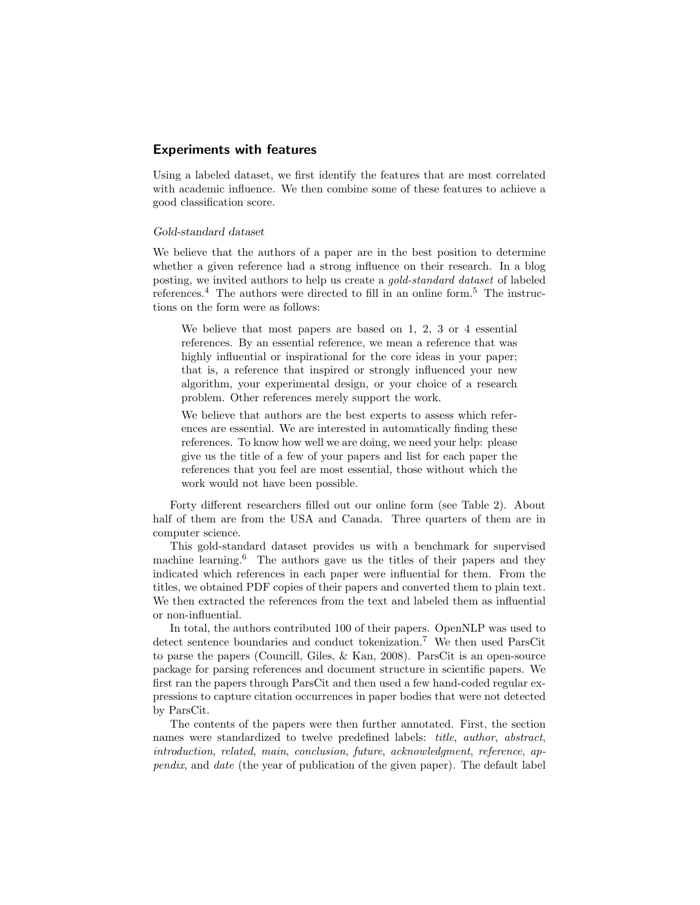## Experiments with features

Using a labeled dataset, we first identify the features that are most correlated with academic influence. We then combine some of these features to achieve a good classification score.

### *Gold-standard dataset*

We believe that the authors of a paper are in the best position to determine whether a given reference had a strong influence on their research. In a blog posting, we invited authors to help us create a *gold-standard dataset* of labeled references.[4] The authors were directed to fill in an online form.[5] The instructions on the form were as follows:

> We believe that most papers are based on 1, 2, 3 or 4 essential references. By an essential reference, we mean a reference that was highly influential or inspirational for the core ideas in your paper; that is, a reference that inspired or strongly influenced your new algorithm, your experimental design, or your choice of a research problem. Other references merely support the work.
>
> We believe that authors are the best experts to assess which references are essential. We are interested in automatically finding these references. To know how well we are doing, we need your help: please give us the title of a few of your papers and list for each paper the references that you feel are most essential, those without which the work would not have been possible.

Forty different researchers filled out our online form (see Table 2). About half of them are from the USA and Canada. Three quarters of them are in computer science.

This gold-standard dataset provides us with a benchmark for supervised machine learning.[6] The authors gave us the titles of their papers and they indicated which references in each paper were influential for them. From the titles, we obtained PDF copies of their papers and converted them to plain text. We then extracted the references from the text and labeled them as influential or non-influential.

In total, the authors contributed 100 of their papers. OpenNLP was used to detect sentence boundaries and conduct tokenization.[7] We then used ParsCit to parse the papers (Councill, Giles, & Kan, 2008). ParsCit is an open-source package for parsing references and document structure in scientific papers. We first ran the papers through ParsCit and then used a few hand-coded regular expressions to capture citation occurrences in paper bodies that were not detected by ParsCit.

The contents of the papers were then further annotated. First, the section names were standardized to twelve predefined labels: *title*, *author*, *abstract*, *introduction*, *related*, *main*, *conclusion*, *future*, *acknowledgment*, *reference*, *appendix*, and *date* (the year of publication of the given paper). The default label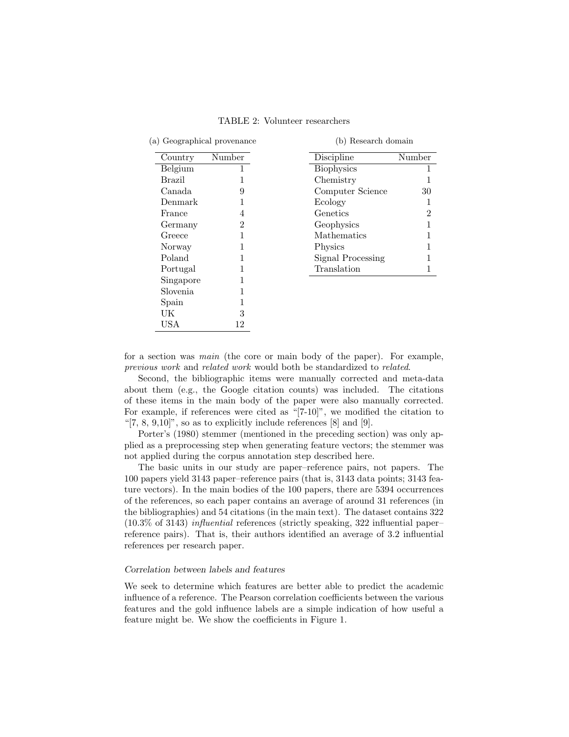TABLE 2: Volunteer researchers

(a) Geographical provenance

| Country | Number |
|---|---|
| Belgium | 1 |
| Brazil | 1 |
| Canada | 9 |
| Denmark | 1 |
| France | 4 |
| Germany | 2 |
| Greece | 1 |
| Norway | 1 |
| Poland | 1 |
| Portugal | 1 |
| Singapore | 1 |
| Slovenia | 1 |
| Spain | 1 |
| UK | 3 |
| USA | 12 |

(b) Research domain

| Discipline | Number |
|---|---|
| Biophysics | 1 |
| Chemistry | 1 |
| Computer Science | 30 |
| Ecology | 1 |
| Genetics | 2 |
| Geophysics | 1 |
| Mathematics | 1 |
| Physics | 1 |
| Signal Processing | 1 |
| Translation | 1 |

for a section was *main* (the core or main body of the paper). For example, *previous work* and *related work* would both be standardized to *related*.

Second, the bibliographic items were manually corrected and meta-data about them (e.g., the Google citation counts) was included. The citations of these items in the main body of the paper were also manually corrected. For example, if references were cited as "[7-10]", we modified the citation to "[7, 8, 9,10]", so as to explicitly include references [8] and [9].

Porter's (1980) stemmer (mentioned in the preceding section) was only applied as a preprocessing step when generating feature vectors; the stemmer was not applied during the corpus annotation step described here.

The basic units in our study are paper–reference pairs, not papers. The 100 papers yield 3143 paper–reference pairs (that is, 3143 data points; 3143 feature vectors). In the main bodies of the 100 papers, there are 5394 occurrences of the references, so each paper contains an average of around 31 references (in the bibliographies) and 54 citations (in the main text). The dataset contains 322 (10.3% of 3143) *influential* references (strictly speaking, 322 influential paper–reference pairs). That is, their authors identified an average of 3.2 influential references per research paper.

### *Correlation between labels and features*

We seek to determine which features are better able to predict the academic influence of a reference. The Pearson correlation coefficients between the various features and the gold influence labels are a simple indication of how useful a feature might be. We show the coefficients in Figure 1.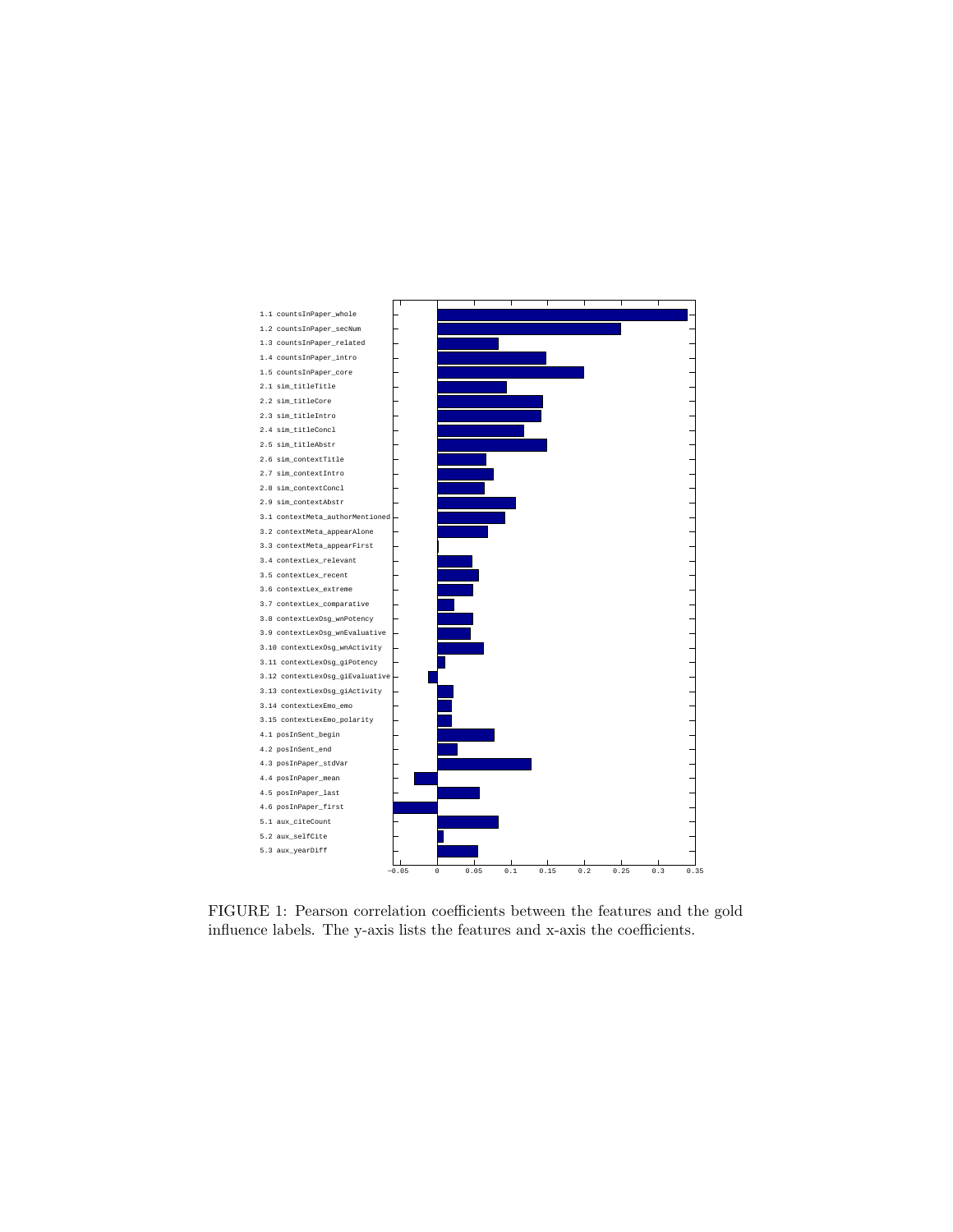FIGURE 1: Pearson correlation coefficients between the features and the gold influence labels. The y-axis lists the features and x-axis the coefficients.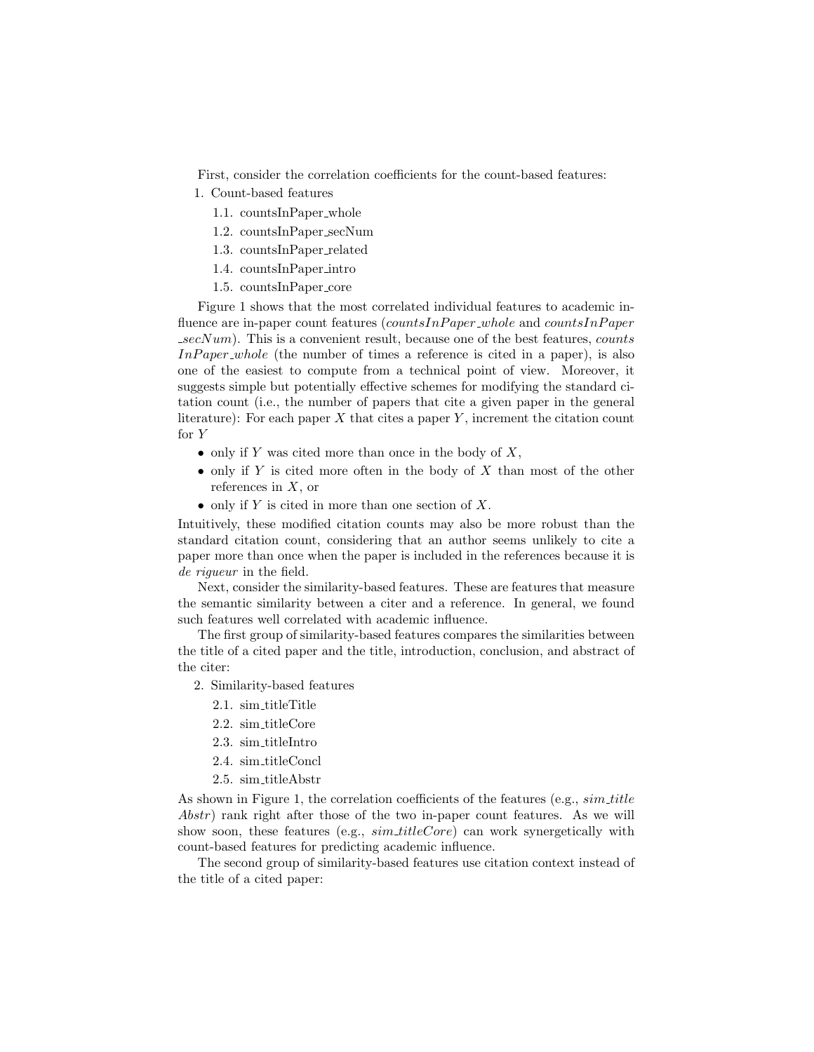First, consider the correlation coefficients for the count-based features:

1. Count-based features
   1.1. countsInPaper_whole
   1.2. countsInPaper_secNum
   1.3. countsInPaper_related
   1.4. countsInPaper_intro
   1.5. countsInPaper_core

Figure 1 shows that the most correlated individual features to academic influence are in-paper count features (*countsInPaper_whole* and *countsInPaper_secNum*). This is a convenient result, because one of the best features, *countsInPaper_whole* (the number of times a reference is cited in a paper), is also one of the easiest to compute from a technical point of view. Moreover, it suggests simple but potentially effective schemes for modifying the standard citation count (i.e., the number of papers that cite a given paper in the general literature): For each paper $X$ that cites a paper $Y$, increment the citation count for $Y$

- only if $Y$ was cited more than once in the body of $X$,
- only if $Y$ is cited more often in the body of $X$ than most of the other references in $X$, or
- only if $Y$ is cited in more than one section of $X$.

Intuitively, these modified citation counts may also be more robust than the standard citation count, considering that an author seems unlikely to cite a paper more than once when the paper is included in the references because it is *de rigueur* in the field.

Next, consider the similarity-based features. These are features that measure the semantic similarity between a citer and a reference. In general, we found such features well correlated with academic influence.

The first group of similarity-based features compares the similarities between the title of a cited paper and the title, introduction, conclusion, and abstract of the citer:

2. Similarity-based features
   2.1. sim_titleTitle
   2.2. sim_titleCore
   2.3. sim_titleIntro
   2.4. sim_titleConcl
   2.5. sim_titleAbstr

As shown in Figure 1, the correlation coefficients of the features (e.g., *sim_titleAbstr*) rank right after those of the two in-paper count features. As we will show soon, these features (e.g., *sim_titleCore*) can work synergetically with count-based features for predicting academic influence.

The second group of similarity-based features use citation context instead of the title of a cited paper: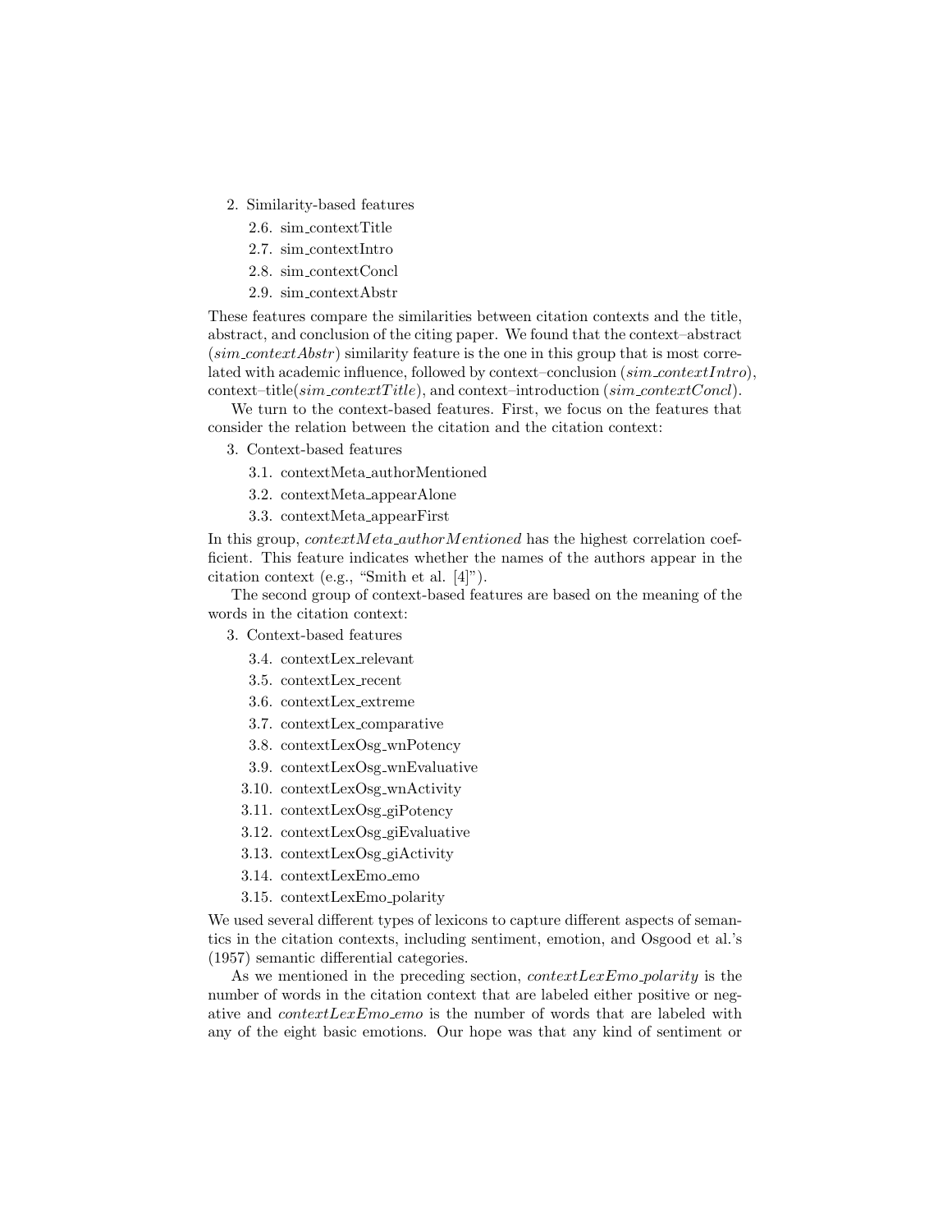2. Similarity-based features
   2.6. sim_contextTitle
   2.7. sim_contextIntro
   2.8. sim_contextConcl
   2.9. sim_contextAbstr

These features compare the similarities between citation contexts and the title, abstract, and conclusion of the citing paper. We found that the context–abstract (*sim_contextAbstr*) similarity feature is the one in this group that is most correlated with academic influence, followed by context–conclusion (*sim_contextIntro*), context–title(*sim_contextTitle*), and context–introduction (*sim_contextConcl*).

We turn to the context-based features. First, we focus on the features that consider the relation between the citation and the citation context:

3. Context-based features
   3.1. contextMeta_authorMentioned
   3.2. contextMeta_appearAlone
   3.3. contextMeta_appearFirst

In this group, *contextMeta_authorMentioned* has the highest correlation coefficient. This feature indicates whether the names of the authors appear in the citation context (e.g., "Smith et al. [4]").

The second group of context-based features are based on the meaning of the words in the citation context:

3. Context-based features
   3.4. contextLex_relevant
   3.5. contextLex_recent
   3.6. contextLex_extreme
   3.7. contextLex_comparative
   3.8. contextLexOsg_wnPotency
   3.9. contextLexOsg_wnEvaluative
   3.10. contextLexOsg_wnActivity
   3.11. contextLexOsg_giPotency
   3.12. contextLexOsg_giEvaluative
   3.13. contextLexOsg_giActivity
   3.14. contextLexEmo_emo
   3.15. contextLexEmo_polarity

We used several different types of lexicons to capture different aspects of semantics in the citation contexts, including sentiment, emotion, and Osgood et al.'s (1957) semantic differential categories.

As we mentioned in the preceding section, *contextLexEmo_polarity* is the number of words in the citation context that are labeled either positive or negative and *contextLexEmo_emo* is the number of words that are labeled with any of the eight basic emotions. Our hope was that any kind of sentiment or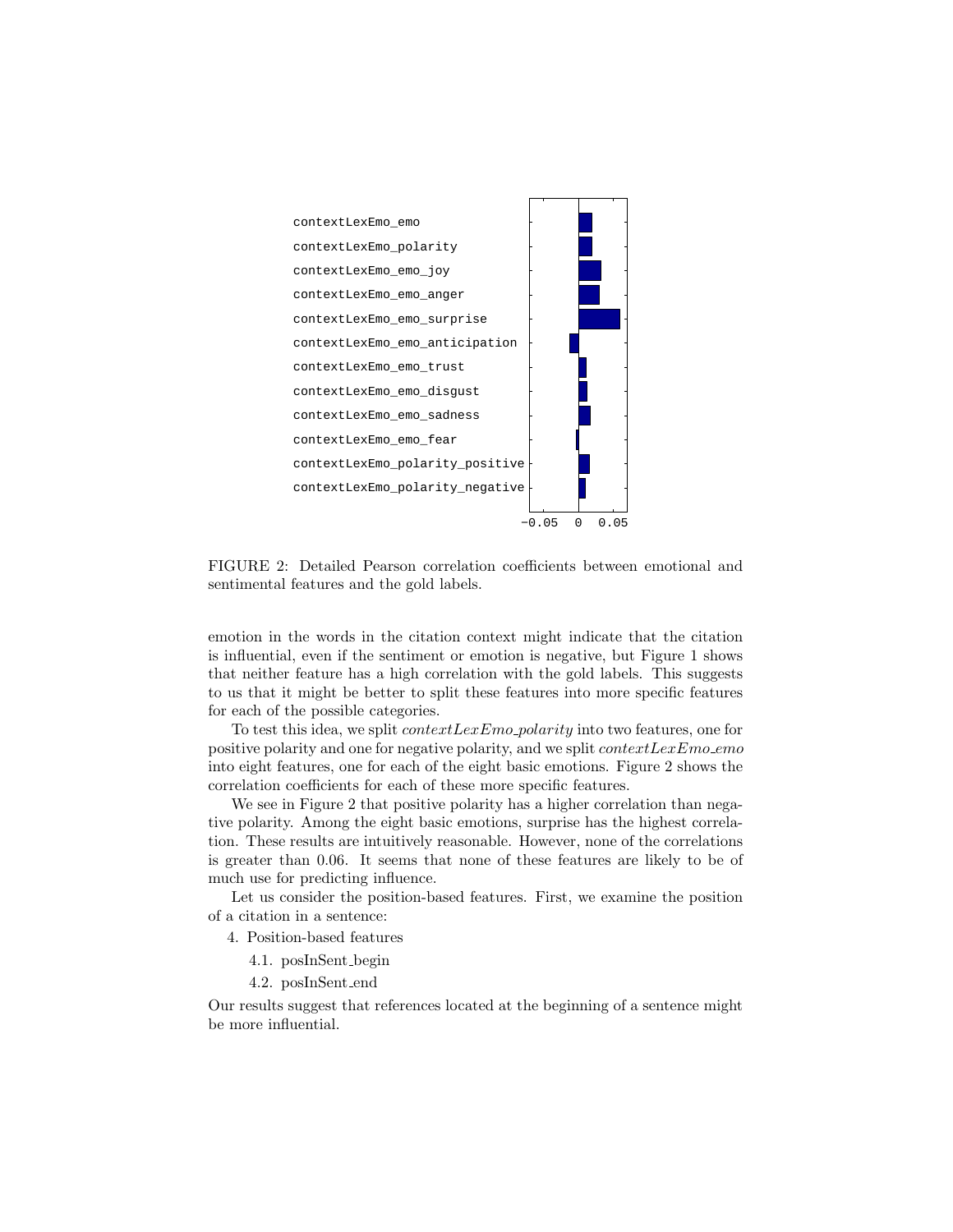FIGURE 2: Detailed Pearson correlation coefficients between emotional and sentimental features and the gold labels.

emotion in the words in the citation context might indicate that the citation is influential, even if the sentiment or emotion is negative, but Figure 1 shows that neither feature has a high correlation with the gold labels. This suggests to us that it might be better to split these features into more specific features for each of the possible categories.

To test this idea, we split *contextLexEmo_polarity* into two features, one for positive polarity and one for negative polarity, and we split *contextLexEmo_emo* into eight features, one for each of the eight basic emotions. Figure 2 shows the correlation coefficients for each of these more specific features.

We see in Figure 2 that positive polarity has a higher correlation than negative polarity. Among the eight basic emotions, surprise has the highest correlation. These results are intuitively reasonable. However, none of the correlations is greater than 0.06. It seems that none of these features are likely to be of much use for predicting influence.

Let us consider the position-based features. First, we examine the position of a citation in a sentence:

4. Position-based features
   4.1. posInSent_begin
   4.2. posInSent_end

Our results suggest that references located at the beginning of a sentence might be more influential.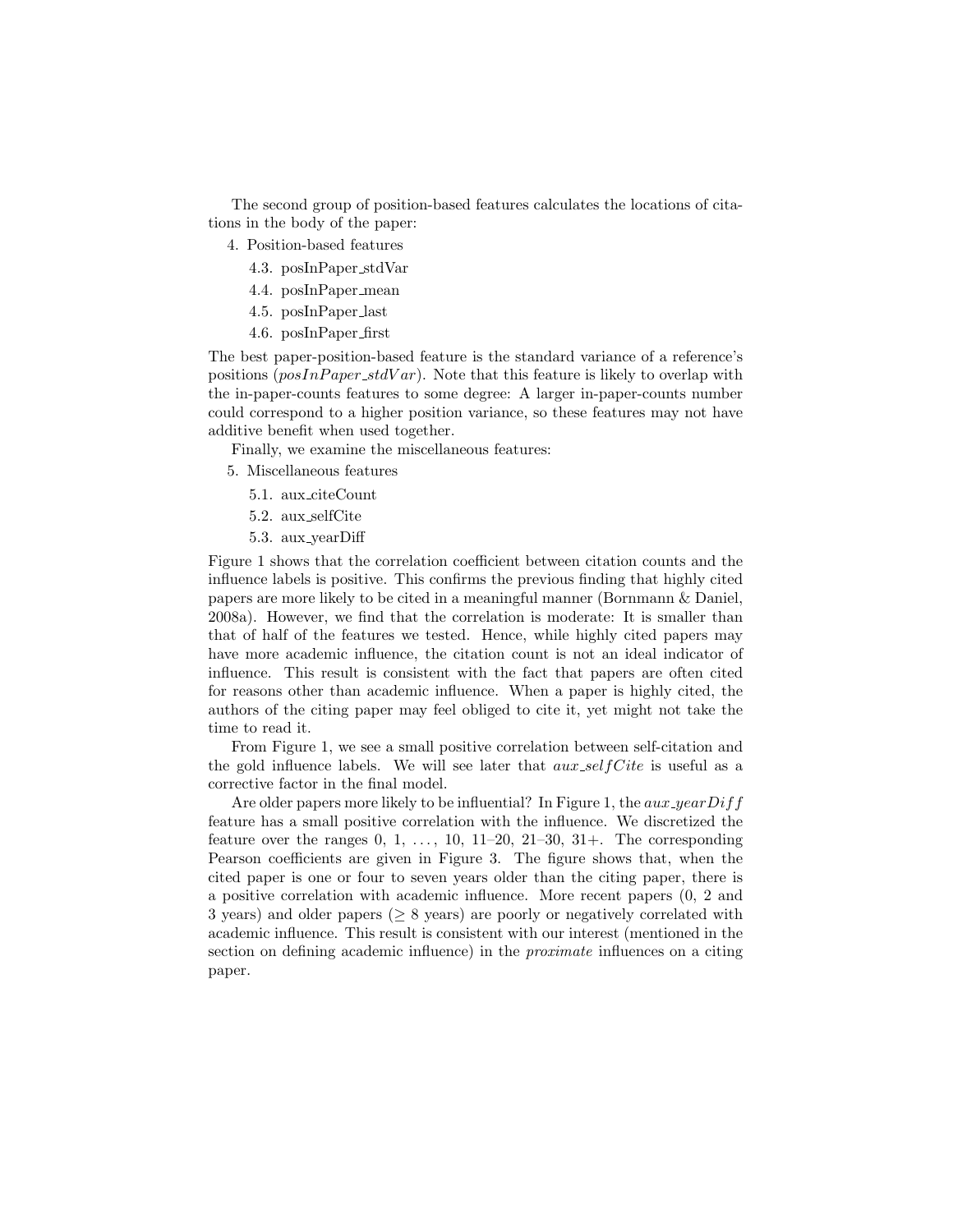The second group of position-based features calculates the locations of citations in the body of the paper:

4. Position-based features
   - 4.3. posInPaper_stdVar
   - 4.4. posInPaper_mean
   - 4.5. posInPaper_last
   - 4.6. posInPaper_first

The best paper-position-based feature is the standard variance of a reference's positions ($posInPaper\_stdVar$). Note that this feature is likely to overlap with the in-paper-counts features to some degree: A larger in-paper-counts number could correspond to a higher position variance, so these features may not have additive benefit when used together.

Finally, we examine the miscellaneous features:

5. Miscellaneous features
   - 5.1. aux_citeCount
   - 5.2. aux_selfCite
   - 5.3. aux_yearDiff

Figure 1 shows that the correlation coefficient between citation counts and the influence labels is positive. This confirms the previous finding that highly cited papers are more likely to be cited in a meaningful manner (Bornmann & Daniel, 2008a). However, we find that the correlation is moderate: It is smaller than that of half of the features we tested. Hence, while highly cited papers may have more academic influence, the citation count is not an ideal indicator of influence. This result is consistent with the fact that papers are often cited for reasons other than academic influence. When a paper is highly cited, the authors of the citing paper may feel obliged to cite it, yet might not take the time to read it.

From Figure 1, we see a small positive correlation between self-citation and the gold influence labels. We will see later that $aux\_selfCite$ is useful as a corrective factor in the final model.

Are older papers more likely to be influential? In Figure 1, the $aux\_yearDiff$ feature has a small positive correlation with the influence. We discretized the feature over the ranges 0, 1, ..., 10, 11–20, 21–30, 31+. The corresponding Pearson coefficients are given in Figure 3. The figure shows that, when the cited paper is one or four to seven years older than the citing paper, there is a positive correlation with academic influence. More recent papers (0, 2 and 3 years) and older papers ($\geq 8$ years) are poorly or negatively correlated with academic influence. This result is consistent with our interest (mentioned in the section on defining academic influence) in the *proximate* influences on a citing paper.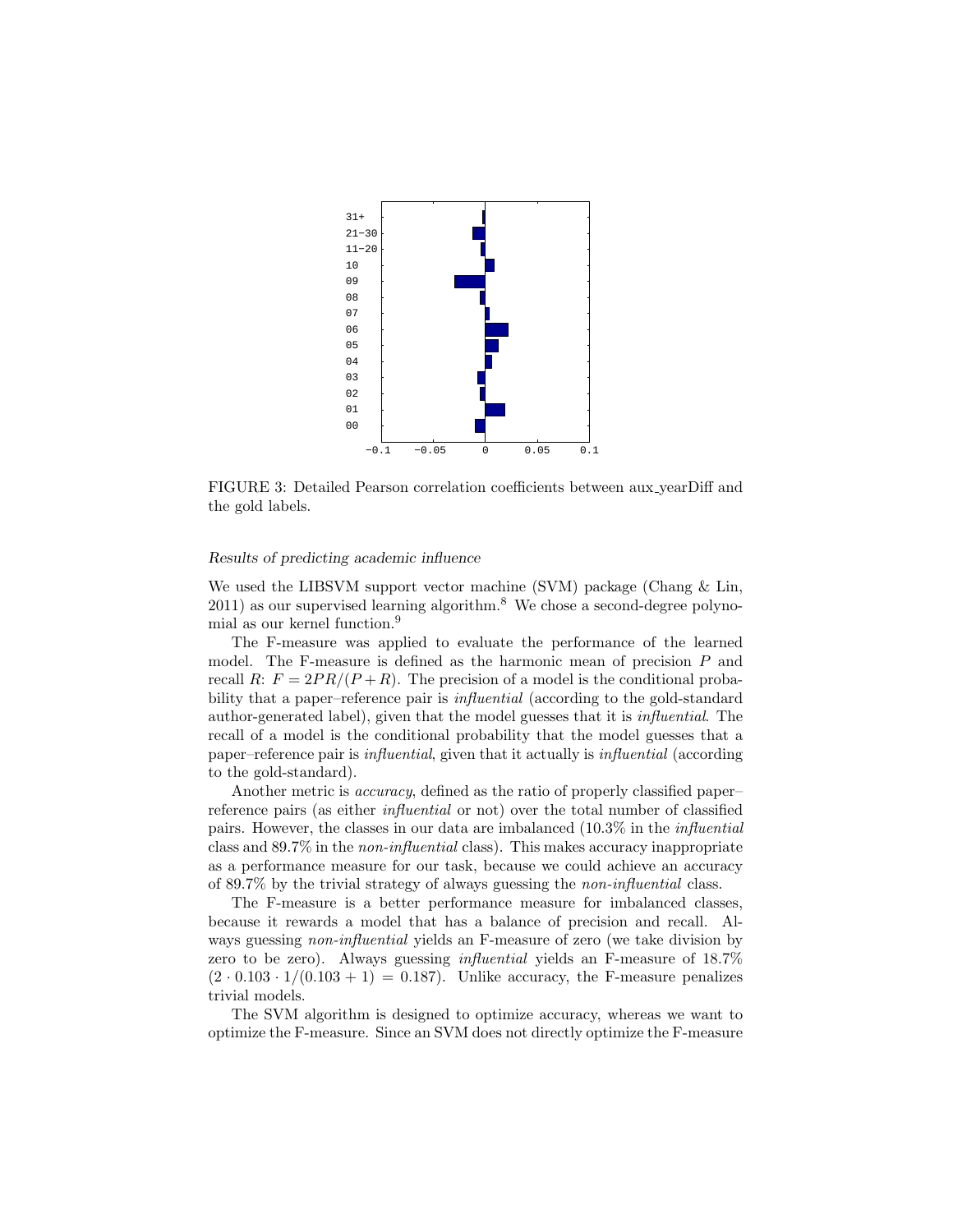FIGURE 3: Detailed Pearson correlation coefficients between aux_yearDiff and the gold labels.

*Results of predicting academic influence*

We used the LIBSVM support vector machine (SVM) package (Chang & Lin, 2011) as our supervised learning algorithm.[8] We chose a second-degree polynomial as our kernel function.[9]

The F-measure was applied to evaluate the performance of the learned model. The F-measure is defined as the harmonic mean of precision $P$ and recall $R$: $F = 2PR/(P + R)$. The precision of a model is the conditional probability that a paper–reference pair is *influential* (according to the gold-standard author-generated label), given that the model guesses that it is *influential*. The recall of a model is the conditional probability that the model guesses that a paper–reference pair is *influential*, given that it actually is *influential* (according to the gold-standard).

Another metric is *accuracy*, defined as the ratio of properly classified paper–reference pairs (as either *influential* or not) over the total number of classified pairs. However, the classes in our data are imbalanced (10.3% in the *influential* class and 89.7% in the *non-influential* class). This makes accuracy inappropriate as a performance measure for our task, because we could achieve an accuracy of 89.7% by the trivial strategy of always guessing the *non-influential* class.

The F-measure is a better performance measure for imbalanced classes, because it rewards a model that has a balance of precision and recall. Always guessing *non-influential* yields an F-measure of zero (we take division by zero to be zero). Always guessing *influential* yields an F-measure of 18.7% $(2 \cdot 0.103 \cdot 1/(0.103 + 1) = 0.187)$. Unlike accuracy, the F-measure penalizes trivial models.

The SVM algorithm is designed to optimize accuracy, whereas we want to optimize the F-measure. Since an SVM does not directly optimize the F-measure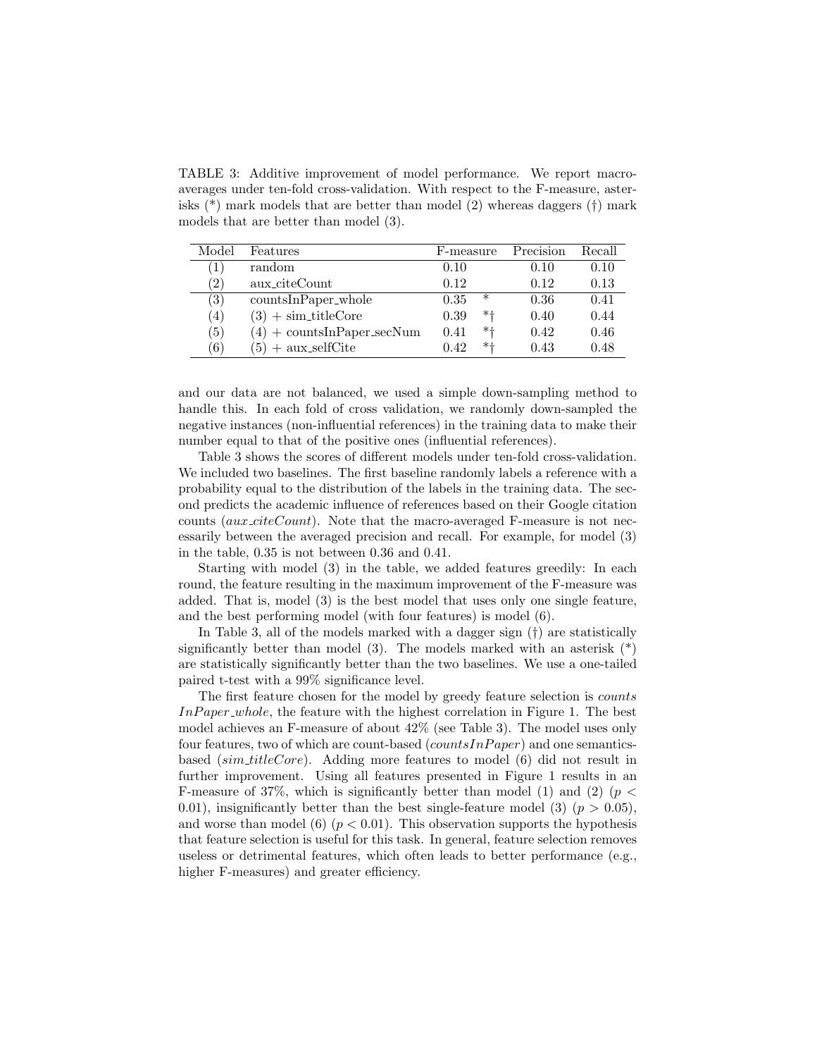TABLE 3: Additive improvement of model performance. We report macro-averages under ten-fold cross-validation. With respect to the F-measure, asterisks (*) mark models that are better than model (2) whereas daggers (†) mark models that are better than model (3).

| Model | Features | F-measure | | Precision | Recall |
|---|---|---|---|---|---|
| (1) | random | 0.10 | | 0.10 | 0.10 |
| (2) | aux_citeCount | 0.12 | | 0.12 | 0.13 |
| (3) | countsInPaper_whole | 0.35 | * | 0.36 | 0.41 |
| (4) | (3) + sim_titleCore | 0.39 | *† | 0.40 | 0.44 |
| (5) | (4) + countsInPaper_secNum | 0.41 | *† | 0.42 | 0.46 |
| (6) | (5) + aux_selfCite | 0.42 | *† | 0.43 | 0.48 |

and our data are not balanced, we used a simple down-sampling method to handle this. In each fold of cross validation, we randomly down-sampled the negative instances (non-influential references) in the training data to make their number equal to that of the positive ones (influential references).

Table 3 shows the scores of different models under ten-fold cross-validation. We included two baselines. The first baseline randomly labels a reference with a probability equal to the distribution of the labels in the training data. The second predicts the academic influence of references based on their Google citation counts (*aux_citeCount*). Note that the macro-averaged F-measure is not necessarily between the averaged precision and recall. For example, for model (3) in the table, 0.35 is not between 0.36 and 0.41.

Starting with model (3) in the table, we added features greedily: In each round, the feature resulting in the maximum improvement of the F-measure was added. That is, model (3) is the best model that uses only one single feature, and the best performing model (with four features) is model (6).

In Table 3, all of the models marked with a dagger sign (†) are statistically significantly better than model (3). The models marked with an asterisk (*) are statistically significantly better than the two baselines. We use a one-tailed paired t-test with a 99% significance level.

The first feature chosen for the model by greedy feature selection is *countsInPaper_whole*, the feature with the highest correlation in Figure 1. The best model achieves an F-measure of about 42% (see Table 3). The model uses only four features, two of which are count-based (*countsInPaper*) and one semantics-based (*sim_titleCore*). Adding more features to model (6) did not result in further improvement. Using all features presented in Figure 1 results in an F-measure of 37%, which is significantly better than model (1) and (2) ($p < 0.01$), insignificantly better than the best single-feature model (3) ($p > 0.05$), and worse than model (6) ($p < 0.01$). This observation supports the hypothesis that feature selection is useful for this task. In general, feature selection removes useless or detrimental features, which often leads to better performance (e.g., higher F-measures) and greater efficiency.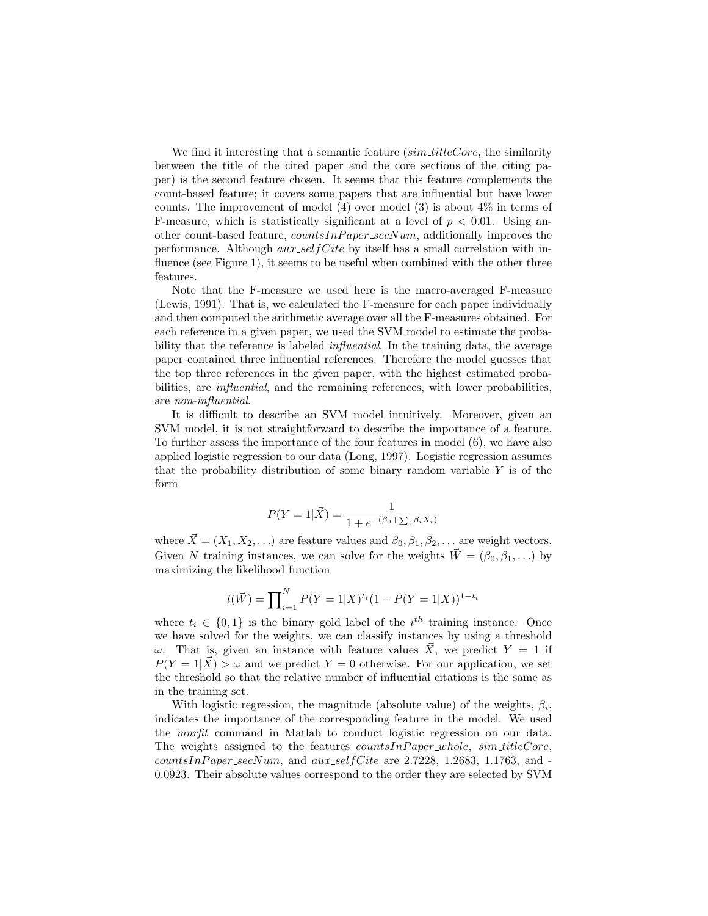We find it interesting that a semantic feature (*sim_titleCore*, the similarity between the title of the cited paper and the core sections of the citing paper) is the second feature chosen. It seems that this feature complements the count-based feature; it covers some papers that are influential but have lower counts. The improvement of model (4) over model (3) is about 4% in terms of F-measure, which is statistically significant at a level of $p < 0.01$. Using another count-based feature, *countsInPaper_secNum*, additionally improves the performance. Although *aux_selfCite* by itself has a small correlation with influence (see Figure 1), it seems to be useful when combined with the other three features.

Note that the F-measure we used here is the macro-averaged F-measure (Lewis, 1991). That is, we calculated the F-measure for each paper individually and then computed the arithmetic average over all the F-measures obtained. For each reference in a given paper, we used the SVM model to estimate the probability that the reference is labeled *influential*. In the training data, the average paper contained three influential references. Therefore the model guesses that the top three references in the given paper, with the highest estimated probabilities, are *influential*, and the remaining references, with lower probabilities, are *non-influential*.

It is difficult to describe an SVM model intuitively. Moreover, given an SVM model, it is not straightforward to describe the importance of a feature. To further assess the importance of the four features in model (6), we have also applied logistic regression to our data (Long, 1997). Logistic regression assumes that the probability distribution of some binary random variable $Y$ is of the form

$$P(Y = 1|\vec{X}) = \frac{1}{1 + e^{-(\beta_0 + \sum_i \beta_i X_i)}}$$

where $\vec{X} = (X_1, X_2, \ldots)$ are feature values and $\beta_0, \beta_1, \beta_2, \ldots$ are weight vectors. Given $N$ training instances, we can solve for the weights $\vec{W} = (\beta_0, \beta_1, \ldots)$ by maximizing the likelihood function

$$l(\vec{W}) = \prod_{i=1}^{N} P(Y = 1|X)^{t_i}(1 - P(Y = 1|X))^{1-t_i}$$

where $t_i \in \{0, 1\}$ is the binary gold label of the $i^{th}$ training instance. Once we have solved for the weights, we can classify instances by using a threshold $\omega$. That is, given an instance with feature values $\vec{X}$, we predict $Y = 1$ if $P(Y = 1|\vec{X}) > \omega$ and we predict $Y = 0$ otherwise. For our application, we set the threshold so that the relative number of influential citations is the same as in the training set.

With logistic regression, the magnitude (absolute value) of the weights, $\beta_i$, indicates the importance of the corresponding feature in the model. We used the *mnrfit* command in Matlab to conduct logistic regression on our data. The weights assigned to the features *countsInPaper_whole*, *sim_titleCore*, *countsInPaper_secNum*, and *aux_selfCite* are 2.7228, 1.2683, 1.1763, and -0.0923. Their absolute values correspond to the order they are selected by SVM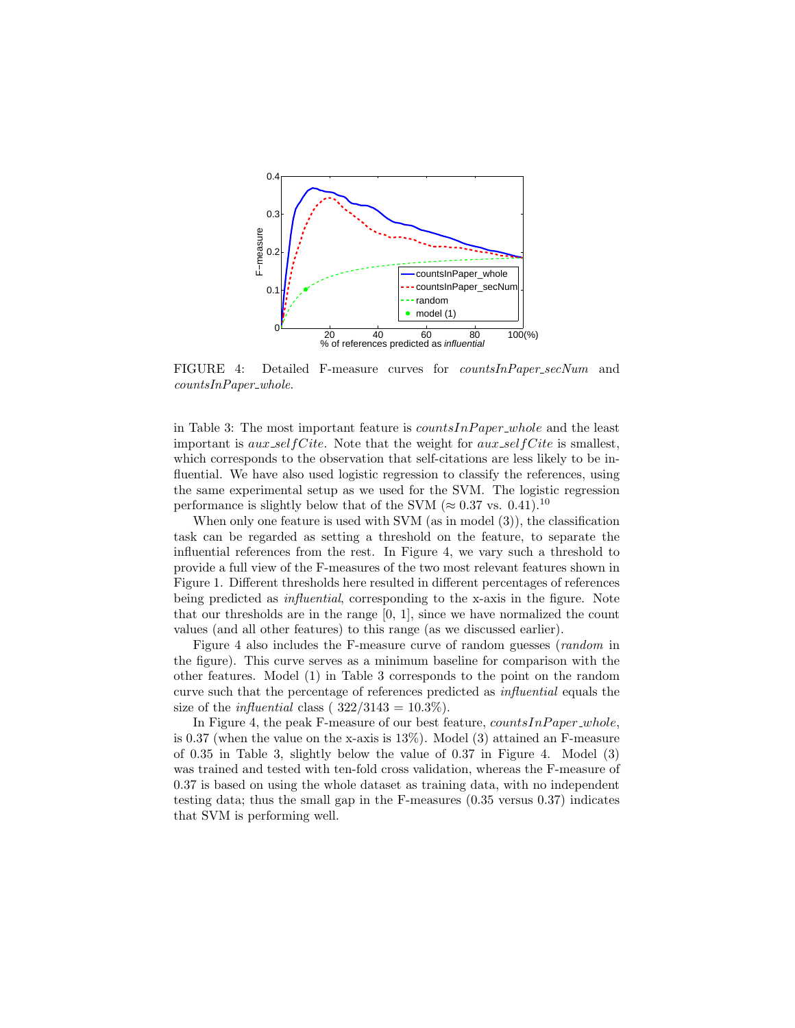FIGURE 4: Detailed F-measure curves for *countsInPaper_secNum* and *countsInPaper_whole*.

in Table 3: The most important feature is *countsInPaper_whole* and the least important is *aux_selfCite*. Note that the weight for *aux_selfCite* is smallest, which corresponds to the observation that self-citations are less likely to be influential. We have also used logistic regression to classify the references, using the same experimental setup as we used for the SVM. The logistic regression performance is slightly below that of the SVM ($\approx 0.37$ vs. $0.41$).[10]

When only one feature is used with SVM (as in model (3)), the classification task can be regarded as setting a threshold on the feature, to separate the influential references from the rest. In Figure 4, we vary such a threshold to provide a full view of the F-measures of the two most relevant features shown in Figure 1. Different thresholds here resulted in different percentages of references being predicted as *influential*, corresponding to the x-axis in the figure. Note that our thresholds are in the range [0, 1], since we have normalized the count values (and all other features) to this range (as we discussed earlier).

Figure 4 also includes the F-measure curve of random guesses (*random* in the figure). This curve serves as a minimum baseline for comparison with the other features. Model (1) in Table 3 corresponds to the point on the random curve such that the percentage of references predicted as *influential* equals the size of the *influential* class ( $322/3143 = 10.3\%$).

In Figure 4, the peak F-measure of our best feature, *countsInPaper_whole*, is 0.37 (when the value on the x-axis is 13%). Model (3) attained an F-measure of 0.35 in Table 3, slightly below the value of 0.37 in Figure 4. Model (3) was trained and tested with ten-fold cross validation, whereas the F-measure of 0.37 is based on using the whole dataset as training data, with no independent testing data; thus the small gap in the F-measures (0.35 versus 0.37) indicates that SVM is performing well.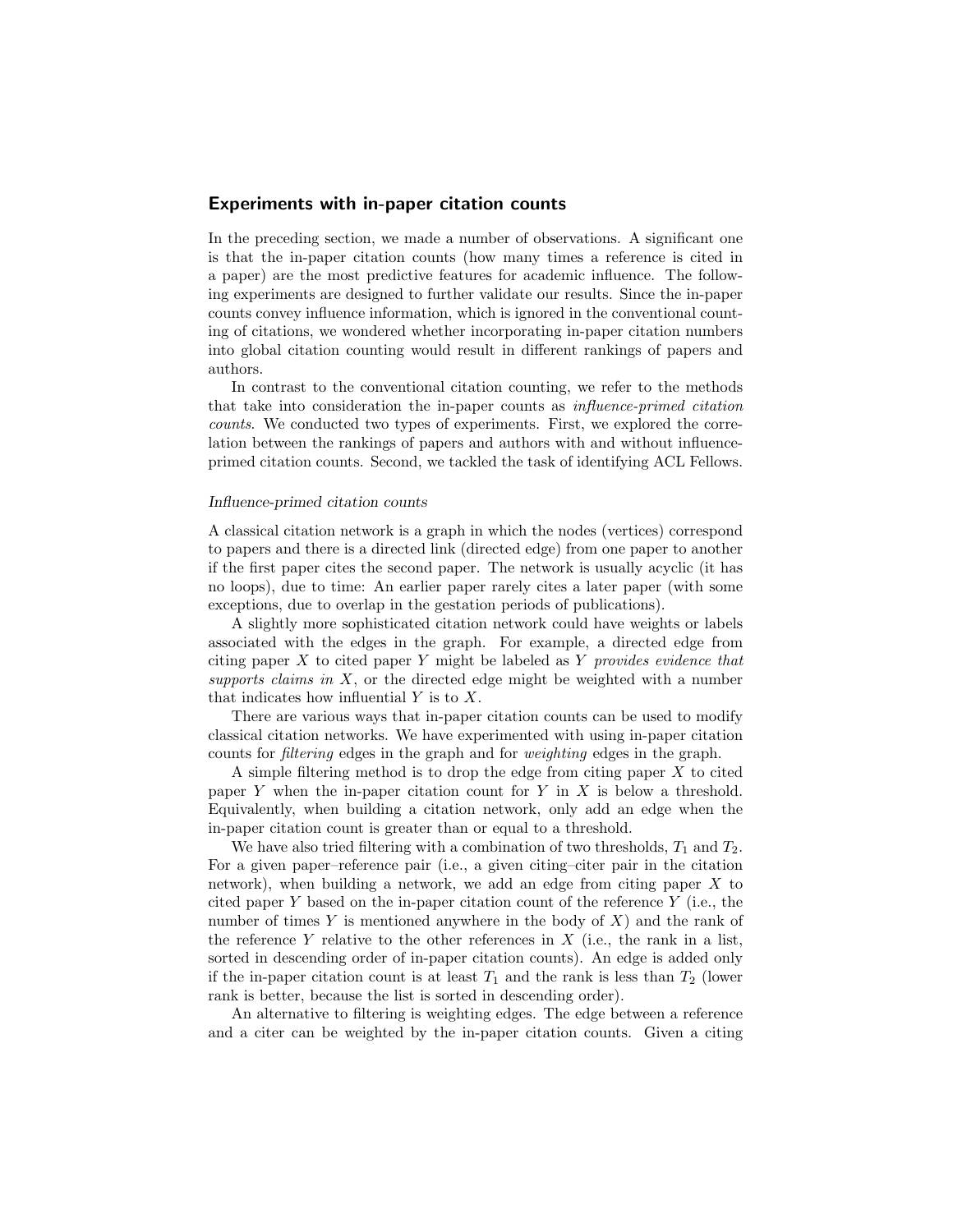## Experiments with in-paper citation counts

In the preceding section, we made a number of observations. A significant one is that the in-paper citation counts (how many times a reference is cited in a paper) are the most predictive features for academic influence. The following experiments are designed to further validate our results. Since the in-paper counts convey influence information, which is ignored in the conventional counting of citations, we wondered whether incorporating in-paper citation numbers into global citation counting would result in different rankings of papers and authors.

In contrast to the conventional citation counting, we refer to the methods that take into consideration the in-paper counts as *influence-primed citation counts*. We conducted two types of experiments. First, we explored the correlation between the rankings of papers and authors with and without influence-primed citation counts. Second, we tackled the task of identifying ACL Fellows.

### *Influence-primed citation counts*

A classical citation network is a graph in which the nodes (vertices) correspond to papers and there is a directed link (directed edge) from one paper to another if the first paper cites the second paper. The network is usually acyclic (it has no loops), due to time: An earlier paper rarely cites a later paper (with some exceptions, due to overlap in the gestation periods of publications).

A slightly more sophisticated citation network could have weights or labels associated with the edges in the graph. For example, a directed edge from citing paper $X$ to cited paper $Y$ might be labeled as $Y$ *provides evidence that supports claims in* $X$, or the directed edge might be weighted with a number that indicates how influential $Y$ is to $X$.

There are various ways that in-paper citation counts can be used to modify classical citation networks. We have experimented with using in-paper citation counts for *filtering* edges in the graph and for *weighting* edges in the graph.

A simple filtering method is to drop the edge from citing paper $X$ to cited paper $Y$ when the in-paper citation count for $Y$ in $X$ is below a threshold. Equivalently, when building a citation network, only add an edge when the in-paper citation count is greater than or equal to a threshold.

We have also tried filtering with a combination of two thresholds, $T_1$ and $T_2$. For a given paper–reference pair (i.e., a given citing–citer pair in the citation network), when building a network, we add an edge from citing paper $X$ to cited paper $Y$ based on the in-paper citation count of the reference $Y$ (i.e., the number of times $Y$ is mentioned anywhere in the body of $X$) and the rank of the reference $Y$ relative to the other references in $X$ (i.e., the rank in a list, sorted in descending order of in-paper citation counts). An edge is added only if the in-paper citation count is at least $T_1$ and the rank is less than $T_2$ (lower rank is better, because the list is sorted in descending order).

An alternative to filtering is weighting edges. The edge between a reference and a citer can be weighted by the in-paper citation counts. Given a citing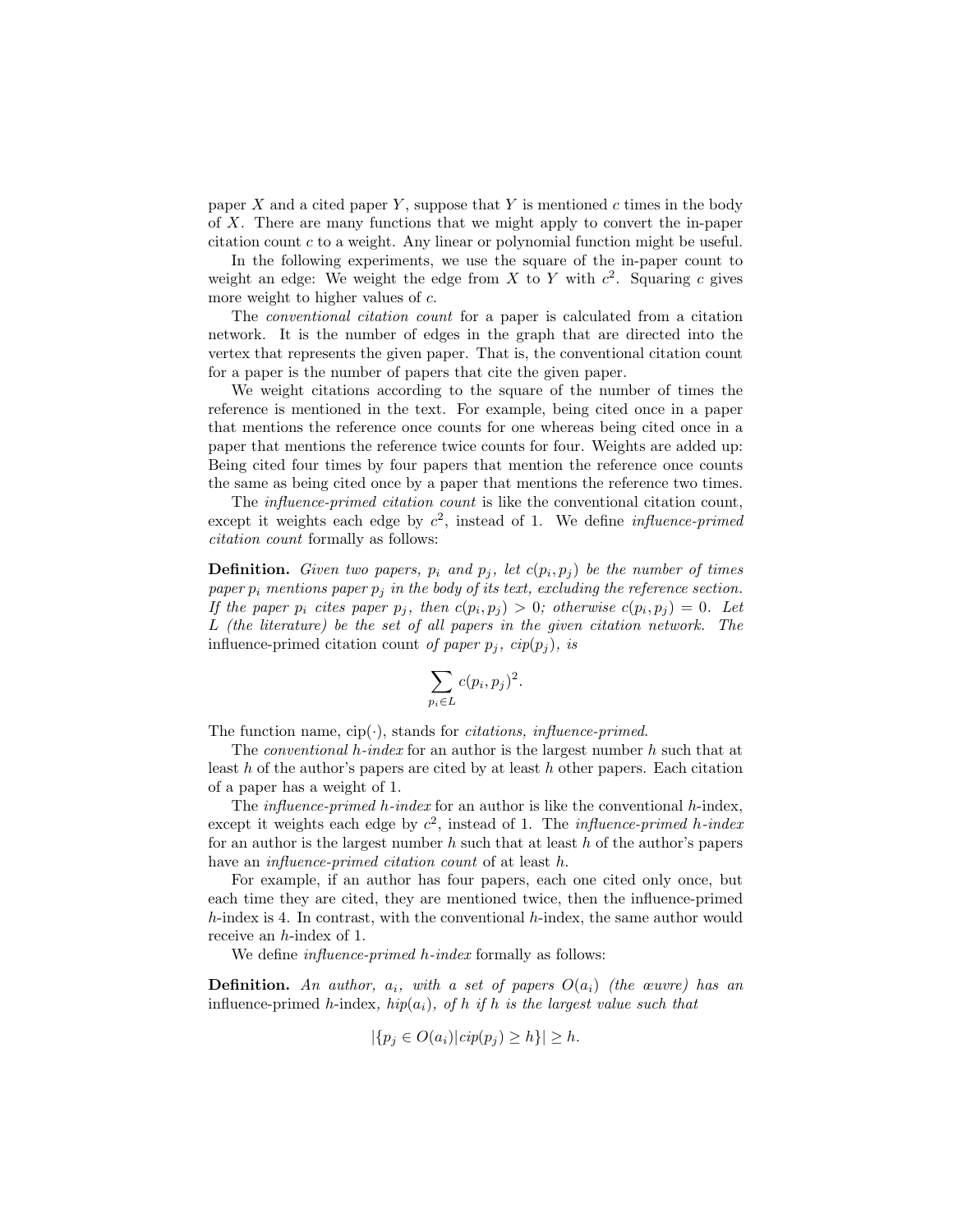paper $X$ and a cited paper $Y$, suppose that $Y$ is mentioned $c$ times in the body of $X$. There are many functions that we might apply to convert the in-paper citation count $c$ to a weight. Any linear or polynomial function might be useful.

In the following experiments, we use the square of the in-paper count to weight an edge: We weight the edge from $X$ to $Y$ with $c^2$. Squaring $c$ gives more weight to higher values of $c$.

The *conventional citation count* for a paper is calculated from a citation network. It is the number of edges in the graph that are directed into the vertex that represents the given paper. That is, the conventional citation count for a paper is the number of papers that cite the given paper.

We weight citations according to the square of the number of times the reference is mentioned in the text. For example, being cited once in a paper that mentions the reference once counts for one whereas being cited once in a paper that mentions the reference twice counts for four. Weights are added up: Being cited four times by four papers that mention the reference once counts the same as being cited once by a paper that mentions the reference two times.

The *influence-primed citation count* is like the conventional citation count, except it weights each edge by $c^2$, instead of 1. We define *influence-primed citation count* formally as follows:

**Definition.** *Given two papers, $p_i$ and $p_j$, let $c(p_i, p_j)$ be the number of times paper $p_i$ mentions paper $p_j$ in the body of its text, excluding the reference section. If the paper $p_i$ cites paper $p_j$, then $c(p_i, p_j) > 0$; otherwise $c(p_i, p_j) = 0$. Let $L$ (the literature) be the set of all papers in the given citation network. The* influence-primed citation count *of paper $p_j$, $cip(p_j)$, is*

$$\sum_{p_i \in L} c(p_i, p_j)^2.$$

The function name, $\text{cip}(\cdot)$, stands for *citations, influence-primed*.

The *conventional h-index* for an author is the largest number $h$ such that at least $h$ of the author's papers are cited by at least $h$ other papers. Each citation of a paper has a weight of 1.

The *influence-primed h-index* for an author is like the conventional $h$-index, except it weights each edge by $c^2$, instead of 1. The *influence-primed h-index* for an author is the largest number $h$ such that at least $h$ of the author's papers have an *influence-primed citation count* of at least $h$.

For example, if an author has four papers, each one cited only once, but each time they are cited, they are mentioned twice, then the influence-primed $h$-index is 4. In contrast, with the conventional $h$-index, the same author would receive an $h$-index of 1.

We define *influence-primed h-index* formally as follows:

**Definition.** *An author, $a_i$, with a set of papers $O(a_i)$ (the œuvre) has an* influence-primed $h$-index*, $hip(a_i)$, of $h$ if $h$ is the largest value such that*

$$|\{p_j \in O(a_i) | cip(p_j) \geq h\}| \geq h.$$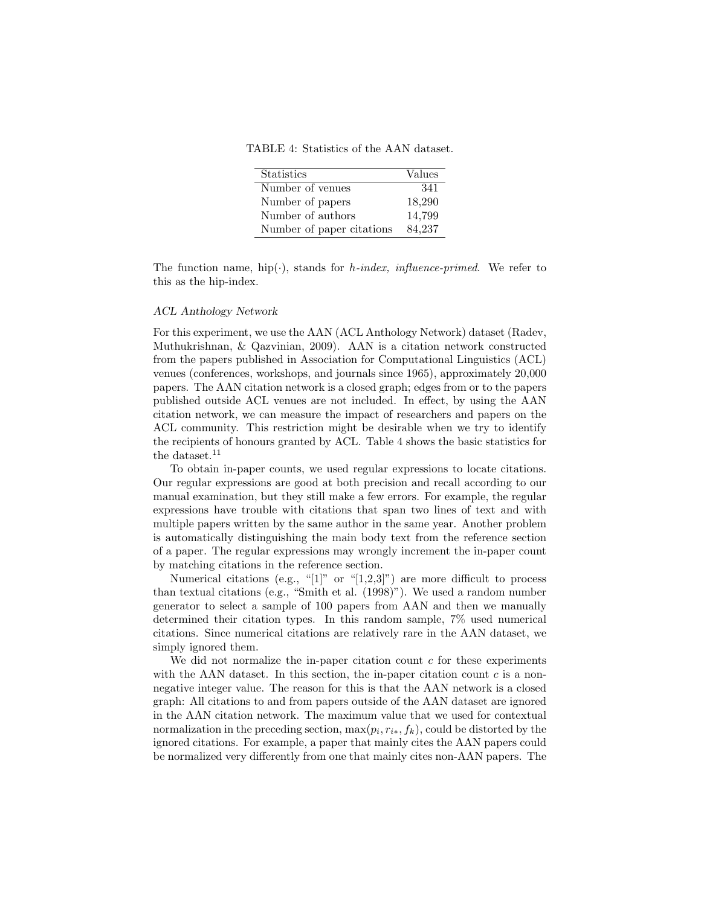TABLE 4: Statistics of the AAN dataset.

| Statistics | Values |
|---|---|
| Number of venues | 341 |
| Number of papers | 18,290 |
| Number of authors | 14,799 |
| Number of paper citations | 84,237 |

The function name, hip$(\cdot)$, stands for *h-index, influence-primed*. We refer to this as the hip-index.

### *ACL Anthology Network*

For this experiment, we use the AAN (ACL Anthology Network) dataset (Radev, Muthukrishnan, & Qazvinian, 2009). AAN is a citation network constructed from the papers published in Association for Computational Linguistics (ACL) venues (conferences, workshops, and journals since 1965), approximately 20,000 papers. The AAN citation network is a closed graph; edges from or to the papers published outside ACL venues are not included. In effect, by using the AAN citation network, we can measure the impact of researchers and papers on the ACL community. This restriction might be desirable when we try to identify the recipients of honours granted by ACL. Table 4 shows the basic statistics for the dataset.[11]

To obtain in-paper counts, we used regular expressions to locate citations. Our regular expressions are good at both precision and recall according to our manual examination, but they still make a few errors. For example, the regular expressions have trouble with citations that span two lines of text and with multiple papers written by the same author in the same year. Another problem is automatically distinguishing the main body text from the reference section of a paper. The regular expressions may wrongly increment the in-paper count by matching citations in the reference section.

Numerical citations (e.g., "[1]" or "[1,2,3]") are more difficult to process than textual citations (e.g., "Smith et al. (1998)"). We used a random number generator to select a sample of 100 papers from AAN and then we manually determined their citation types. In this random sample, 7% used numerical citations. Since numerical citations are relatively rare in the AAN dataset, we simply ignored them.

We did not normalize the in-paper citation count $c$ for these experiments with the AAN dataset. In this section, the in-paper citation count $c$ is a non-negative integer value. The reason for this is that the AAN network is a closed graph: All citations to and from papers outside of the AAN dataset are ignored in the AAN citation network. The maximum value that we used for contextual normalization in the preceding section, $\max(p_i, r_{i*}, f_k)$, could be distorted by the ignored citations. For example, a paper that mainly cites the AAN papers could be normalized very differently from one that mainly cites non-AAN papers. The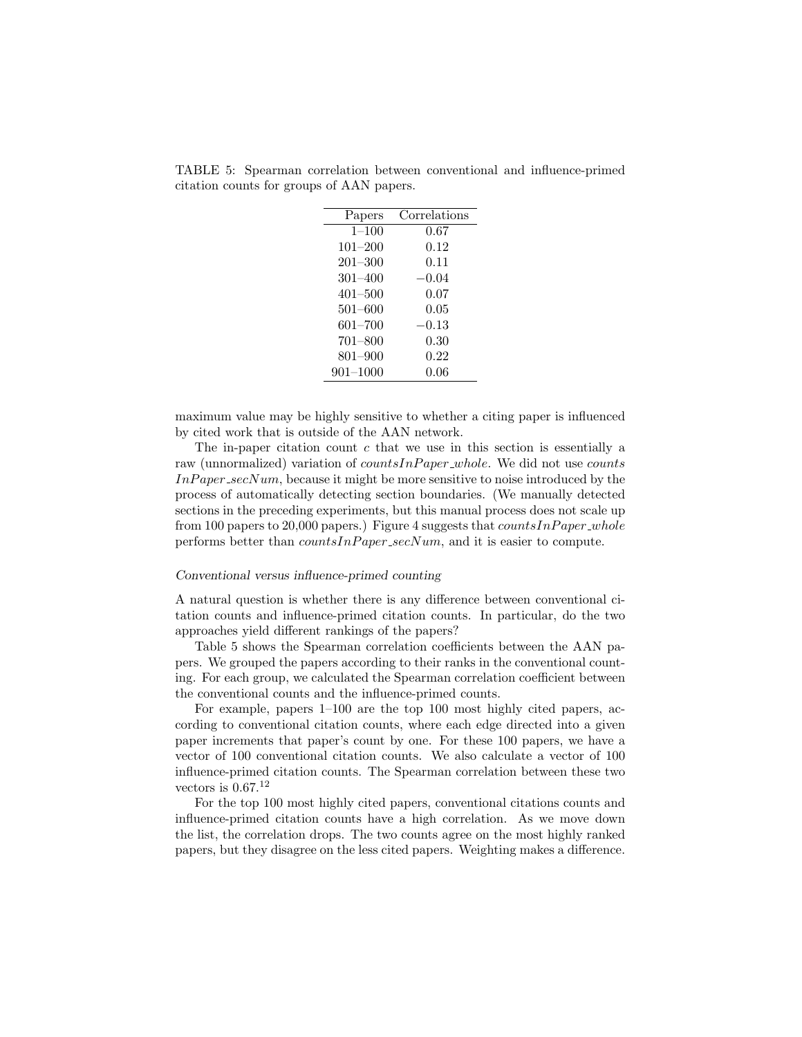TABLE 5: Spearman correlation between conventional and influence-primed citation counts for groups of AAN papers.

| Papers | Correlations |
|---|---|
| 1–100 | 0.67 |
| 101–200 | 0.12 |
| 201–300 | 0.11 |
| 301–400 | −0.04 |
| 401–500 | 0.07 |
| 501–600 | 0.05 |
| 601–700 | −0.13 |
| 701–800 | 0.30 |
| 801–900 | 0.22 |
| 901–1000 | 0.06 |

maximum value may be highly sensitive to whether a citing paper is influenced by cited work that is outside of the AAN network.

The in-paper citation count $c$ that we use in this section is essentially a raw (unnormalized) variation of $countsInPaper\_whole$. We did not use $countsInPaper\_secNum$, because it might be more sensitive to noise introduced by the process of automatically detecting section boundaries. (We manually detected sections in the preceding experiments, but this manual process does not scale up from 100 papers to 20,000 papers.) Figure 4 suggests that $countsInPaper\_whole$ performs better than $countsInPaper\_secNum$, and it is easier to compute.

*Conventional versus influence-primed counting*

A natural question is whether there is any difference between conventional citation counts and influence-primed citation counts. In particular, do the two approaches yield different rankings of the papers?

Table 5 shows the Spearman correlation coefficients between the AAN papers. We grouped the papers according to their ranks in the conventional counting. For each group, we calculated the Spearman correlation coefficient between the conventional counts and the influence-primed counts.

For example, papers 1–100 are the top 100 most highly cited papers, according to conventional citation counts, where each edge directed into a given paper increments that paper's count by one. For these 100 papers, we have a vector of 100 conventional citation counts. We also calculate a vector of 100 influence-primed citation counts. The Spearman correlation between these two vectors is 0.67.[12]

For the top 100 most highly cited papers, conventional citations counts and influence-primed citation counts have a high correlation. As we move down the list, the correlation drops. The two counts agree on the most highly ranked papers, but they disagree on the less cited papers. Weighting makes a difference.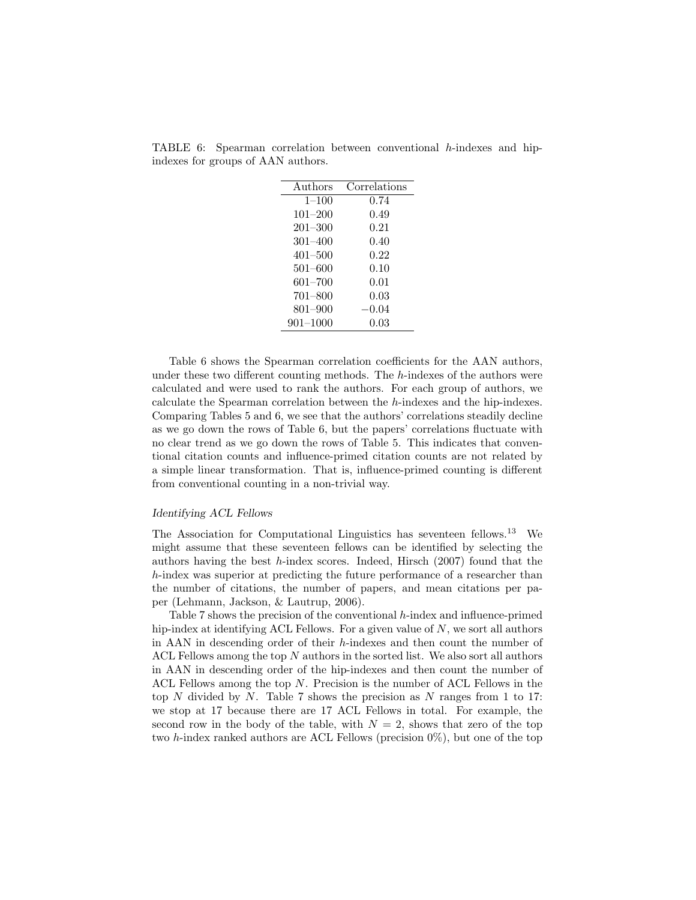TABLE 6: Spearman correlation between conventional $h$-indexes and hip-indexes for groups of AAN authors.

| Authors | Correlations |
|---|---|
| 1–100 | 0.74 |
| 101–200 | 0.49 |
| 201–300 | 0.21 |
| 301–400 | 0.40 |
| 401–500 | 0.22 |
| 501–600 | 0.10 |
| 601–700 | 0.01 |
| 701–800 | 0.03 |
| 801–900 | −0.04 |
| 901–1000 | 0.03 |

Table 6 shows the Spearman correlation coefficients for the AAN authors, under these two different counting methods. The $h$-indexes of the authors were calculated and were used to rank the authors. For each group of authors, we calculate the Spearman correlation between the $h$-indexes and the hip-indexes. Comparing Tables 5 and 6, we see that the authors' correlations steadily decline as we go down the rows of Table 6, but the papers' correlations fluctuate with no clear trend as we go down the rows of Table 5. This indicates that conventional citation counts and influence-primed citation counts are not related by a simple linear transformation. That is, influence-primed counting is different from conventional counting in a non-trivial way.

### *Identifying ACL Fellows*

The Association for Computational Linguistics has seventeen fellows.[13] We might assume that these seventeen fellows can be identified by selecting the authors having the best $h$-index scores. Indeed, Hirsch (2007) found that the $h$-index was superior at predicting the future performance of a researcher than the number of citations, the number of papers, and mean citations per paper (Lehmann, Jackson, & Lautrup, 2006).

Table 7 shows the precision of the conventional $h$-index and influence-primed hip-index at identifying ACL Fellows. For a given value of $N$, we sort all authors in AAN in descending order of their $h$-indexes and then count the number of ACL Fellows among the top $N$ authors in the sorted list. We also sort all authors in AAN in descending order of the hip-indexes and then count the number of ACL Fellows among the top $N$. Precision is the number of ACL Fellows in the top $N$ divided by $N$. Table 7 shows the precision as $N$ ranges from 1 to 17: we stop at 17 because there are 17 ACL Fellows in total. For example, the second row in the body of the table, with $N = 2$, shows that zero of the top two $h$-index ranked authors are ACL Fellows (precision 0%), but one of the top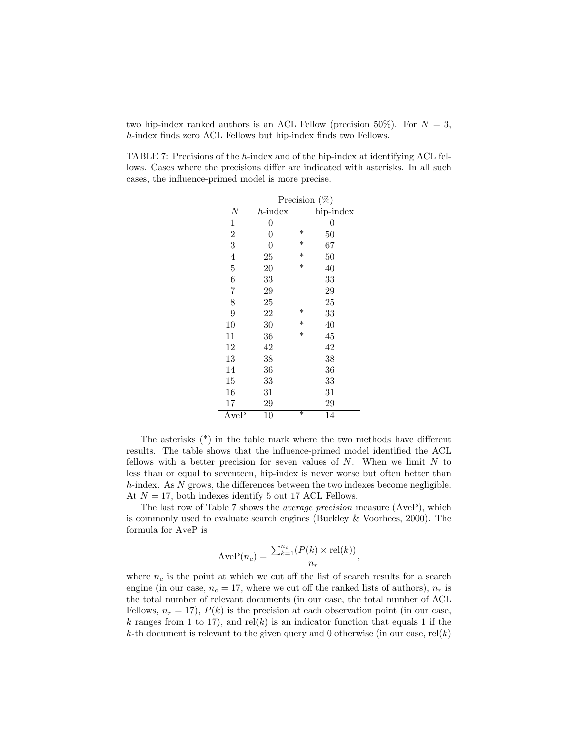two hip-index ranked authors is an ACL Fellow (precision 50%). For $N = 3$, $h$-index finds zero ACL Fellows but hip-index finds two Fellows.

TABLE 7: Precisions of the $h$-index and of the hip-index at identifying ACL fellows. Cases where the precisions differ are indicated with asterisks. In all such cases, the influence-primed model is more precise.

| | Precision (%) | | |
|---|---|---|---|
| $N$ | $h$-index | | hip-index |
| 1 | 0 | | 0 |
| 2 | 0 | * | 50 |
| 3 | 0 | * | 67 |
| 4 | 25 | * | 50 |
| 5 | 20 | * | 40 |
| 6 | 33 | | 33 |
| 7 | 29 | | 29 |
| 8 | 25 | | 25 |
| 9 | 22 | * | 33 |
| 10 | 30 | * | 40 |
| 11 | 36 | * | 45 |
| 12 | 42 | | 42 |
| 13 | 38 | | 38 |
| 14 | 36 | | 36 |
| 15 | 33 | | 33 |
| 16 | 31 | | 31 |
| 17 | 29 | | 29 |
| AveP | 10 | * | 14 |

The asterisks (*) in the table mark where the two methods have different results. The table shows that the influence-primed model identified the ACL fellows with a better precision for seven values of $N$. When we limit $N$ to less than or equal to seventeen, hip-index is never worse but often better than $h$-index. As $N$ grows, the differences between the two indexes become negligible. At $N = 17$, both indexes identify 5 out 17 ACL Fellows.

The last row of Table 7 shows the *average precision* measure (AveP), which is commonly used to evaluate search engines (Buckley & Voorhees, 2000). The formula for AveP is

$$\text{AveP}(n_c) = \frac{\sum_{k=1}^{n_c}(P(k) \times \text{rel}(k))}{n_r},$$

where $n_c$ is the point at which we cut off the list of search results for a search engine (in our case, $n_c = 17$, where we cut off the ranked lists of authors), $n_r$ is the total number of relevant documents (in our case, the total number of ACL Fellows, $n_r = 17$), $P(k)$ is the precision at each observation point (in our case, $k$ ranges from 1 to 17), and $\text{rel}(k)$ is an indicator function that equals 1 if the $k$-th document is relevant to the given query and 0 otherwise (in our case, $\text{rel}(k)$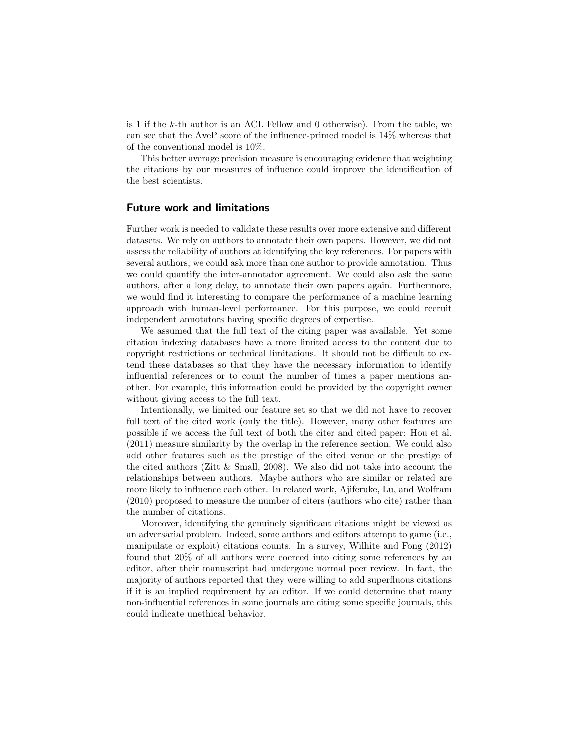is 1 if the $k$-th author is an ACL Fellow and 0 otherwise). From the table, we can see that the AveP score of the influence-primed model is 14% whereas that of the conventional model is 10%.

This better average precision measure is encouraging evidence that weighting the citations by our measures of influence could improve the identification of the best scientists.

## Future work and limitations

Further work is needed to validate these results over more extensive and different datasets. We rely on authors to annotate their own papers. However, we did not assess the reliability of authors at identifying the key references. For papers with several authors, we could ask more than one author to provide annotation. Thus we could quantify the inter-annotator agreement. We could also ask the same authors, after a long delay, to annotate their own papers again. Furthermore, we would find it interesting to compare the performance of a machine learning approach with human-level performance. For this purpose, we could recruit independent annotators having specific degrees of expertise.

We assumed that the full text of the citing paper was available. Yet some citation indexing databases have a more limited access to the content due to copyright restrictions or technical limitations. It should not be difficult to extend these databases so that they have the necessary information to identify influential references or to count the number of times a paper mentions another. For example, this information could be provided by the copyright owner without giving access to the full text.

Intentionally, we limited our feature set so that we did not have to recover full text of the cited work (only the title). However, many other features are possible if we access the full text of both the citer and cited paper: Hou et al. (2011) measure similarity by the overlap in the reference section. We could also add other features such as the prestige of the cited venue or the prestige of the cited authors (Zitt & Small, 2008). We also did not take into account the relationships between authors. Maybe authors who are similar or related are more likely to influence each other. In related work, Ajiferuke, Lu, and Wolfram (2010) proposed to measure the number of citers (authors who cite) rather than the number of citations.

Moreover, identifying the genuinely significant citations might be viewed as an adversarial problem. Indeed, some authors and editors attempt to game (i.e., manipulate or exploit) citations counts. In a survey, Wilhite and Fong (2012) found that 20% of all authors were coerced into citing some references by an editor, after their manuscript had undergone normal peer review. In fact, the majority of authors reported that they were willing to add superfluous citations if it is an implied requirement by an editor. If we could determine that many non-influential references in some journals are citing some specific journals, this could indicate unethical behavior.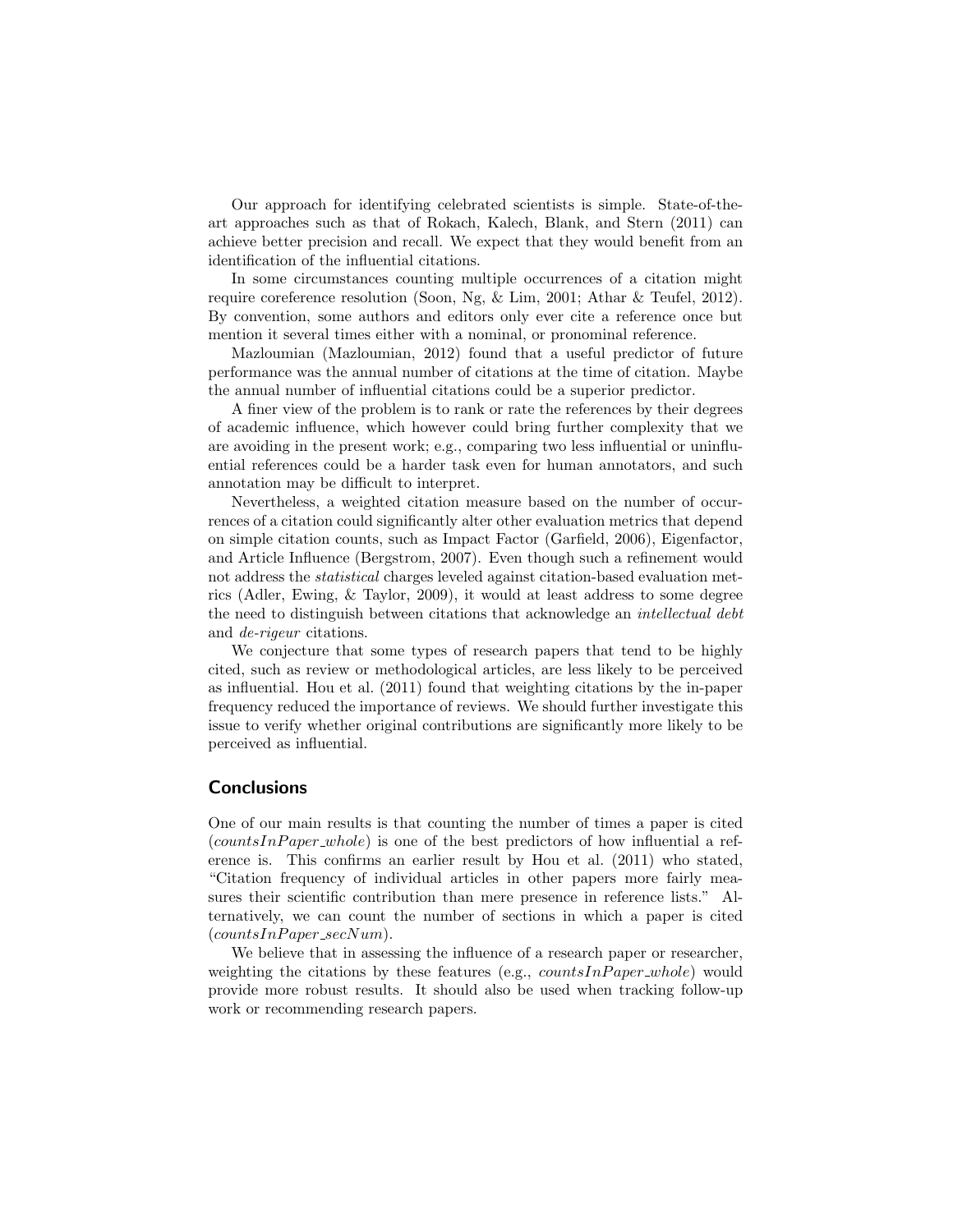Our approach for identifying celebrated scientists is simple. State-of-the-art approaches such as that of Rokach, Kalech, Blank, and Stern (2011) can achieve better precision and recall. We expect that they would benefit from an identification of the influential citations.

In some circumstances counting multiple occurrences of a citation might require coreference resolution (Soon, Ng, & Lim, 2001; Athar & Teufel, 2012). By convention, some authors and editors only ever cite a reference once but mention it several times either with a nominal, or pronominal reference.

Mazloumian (Mazloumian, 2012) found that a useful predictor of future performance was the annual number of citations at the time of citation. Maybe the annual number of influential citations could be a superior predictor.

A finer view of the problem is to rank or rate the references by their degrees of academic influence, which however could bring further complexity that we are avoiding in the present work; e.g., comparing two less influential or uninfluential references could be a harder task even for human annotators, and such annotation may be difficult to interpret.

Nevertheless, a weighted citation measure based on the number of occurrences of a citation could significantly alter other evaluation metrics that depend on simple citation counts, such as Impact Factor (Garfield, 2006), Eigenfactor, and Article Influence (Bergstrom, 2007). Even though such a refinement would not address the *statistical* charges leveled against citation-based evaluation metrics (Adler, Ewing, & Taylor, 2009), it would at least address to some degree the need to distinguish between citations that acknowledge an *intellectual debt* and *de-rigeur* citations.

We conjecture that some types of research papers that tend to be highly cited, such as review or methodological articles, are less likely to be perceived as influential. Hou et al. (2011) found that weighting citations by the in-paper frequency reduced the importance of reviews. We should further investigate this issue to verify whether original contributions are significantly more likely to be perceived as influential.

## Conclusions

One of our main results is that counting the number of times a paper is cited (*countsInPaper_whole*) is one of the best predictors of how influential a reference is. This confirms an earlier result by Hou et al. (2011) who stated, "Citation frequency of individual articles in other papers more fairly measures their scientific contribution than mere presence in reference lists." Alternatively, we can count the number of sections in which a paper is cited (*countsInPaper_secNum*).

We believe that in assessing the influence of a research paper or researcher, weighting the citations by these features (e.g., *countsInPaper_whole*) would provide more robust results. It should also be used when tracking follow-up work or recommending research papers.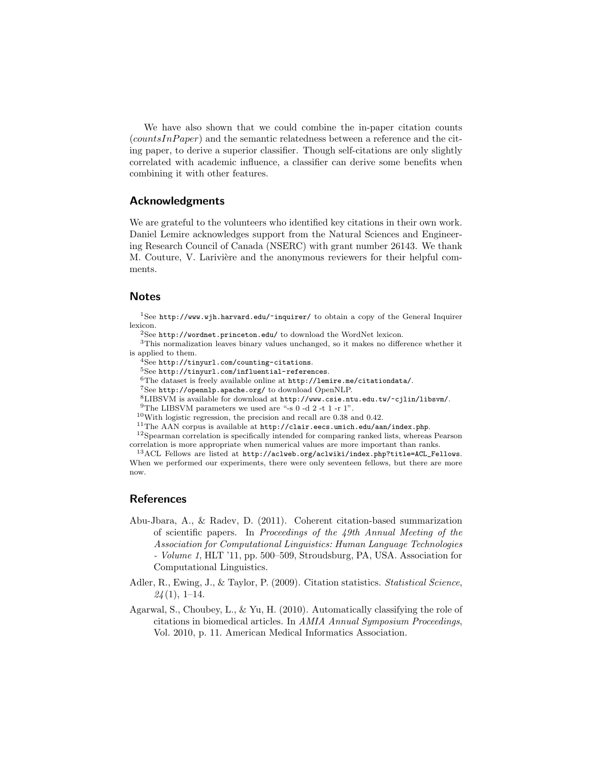We have also shown that we could combine the in-paper citation counts (*countsInPaper*) and the semantic relatedness between a reference and the citing paper, to derive a superior classifier. Though self-citations are only slightly correlated with academic influence, a classifier can derive some benefits when combining it with other features.

## Acknowledgments

We are grateful to the volunteers who identified key citations in their own work. Daniel Lemire acknowledges support from the Natural Sciences and Engineering Research Council of Canada (NSERC) with grant number 26143. We thank M. Couture, V. Larivière and the anonymous reviewers for their helpful comments.

## Notes

[1]See `http://www.wjh.harvard.edu/~inquirer/` to obtain a copy of the General Inquirer lexicon.

[2]See `http://wordnet.princeton.edu/` to download the WordNet lexicon.

[3]This normalization leaves binary values unchanged, so it makes no difference whether it is applied to them.

[4]See `http://tinyurl.com/counting-citations`.

[5]See `http://tinyurl.com/influential-references`.

[6]The dataset is freely available online at `http://lemire.me/citationdata/`.

[7]See `http://opennlp.apache.org/` to download OpenNLP.

[8]LIBSVM is available for download at `http://www.csie.ntu.edu.tw/~cjlin/libsvm/`.

[9]The LIBSVM parameters we used are "-s 0 -d 2 -t 1 -r 1".

[10]With logistic regression, the precision and recall are 0.38 and 0.42.

[11]The AAN corpus is available at `http://clair.eecs.umich.edu/aan/index.php`.

[12]Spearman correlation is specifically intended for comparing ranked lists, whereas Pearson correlation is more appropriate when numerical values are more important than ranks.

[13]ACL Fellows are listed at `http://aclweb.org/aclwiki/index.php?title=ACL_Fellows`. When we performed our experiments, there were only seventeen fellows, but there are more now.

## References

Abu-Jbara, A., & Radev, D. (2011). Coherent citation-based summarization of scientific papers. In *Proceedings of the 49th Annual Meeting of the Association for Computational Linguistics: Human Language Technologies - Volume 1*, HLT '11, pp. 500–509, Stroudsburg, PA, USA. Association for Computational Linguistics.

Adler, R., Ewing, J., & Taylor, P. (2009). Citation statistics. *Statistical Science*, *24*(1), 1–14.

Agarwal, S., Choubey, L., & Yu, H. (2010). Automatically classifying the role of citations in biomedical articles. In *AMIA Annual Symposium Proceedings*, Vol. 2010, p. 11. American Medical Informatics Association.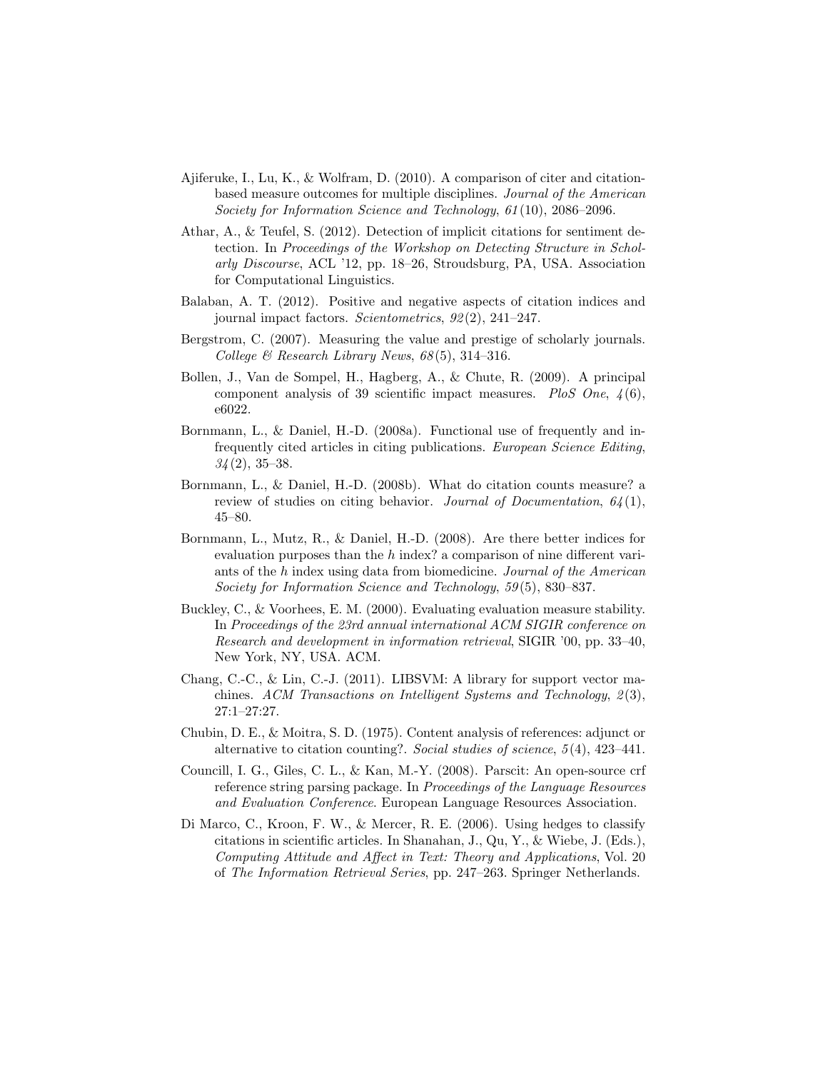Ajiferuke, I., Lu, K., & Wolfram, D. (2010). A comparison of citer and citation-based measure outcomes for multiple disciplines. *Journal of the American Society for Information Science and Technology*, *61*(10), 2086–2096.

Athar, A., & Teufel, S. (2012). Detection of implicit citations for sentiment detection. In *Proceedings of the Workshop on Detecting Structure in Scholarly Discourse*, ACL '12, pp. 18–26, Stroudsburg, PA, USA. Association for Computational Linguistics.

Balaban, A. T. (2012). Positive and negative aspects of citation indices and journal impact factors. *Scientometrics*, *92*(2), 241–247.

Bergstrom, C. (2007). Measuring the value and prestige of scholarly journals. *College & Research Library News*, *68*(5), 314–316.

Bollen, J., Van de Sompel, H., Hagberg, A., & Chute, R. (2009). A principal component analysis of 39 scientific impact measures. *PloS One*, *4*(6), e6022.

Bornmann, L., & Daniel, H.-D. (2008a). Functional use of frequently and infrequently cited articles in citing publications. *European Science Editing*, *34*(2), 35–38.

Bornmann, L., & Daniel, H.-D. (2008b). What do citation counts measure? a review of studies on citing behavior. *Journal of Documentation*, *64*(1), 45–80.

Bornmann, L., Mutz, R., & Daniel, H.-D. (2008). Are there better indices for evaluation purposes than the *h* index? a comparison of nine different variants of the *h* index using data from biomedicine. *Journal of the American Society for Information Science and Technology*, *59*(5), 830–837.

Buckley, C., & Voorhees, E. M. (2000). Evaluating evaluation measure stability. In *Proceedings of the 23rd annual international ACM SIGIR conference on Research and development in information retrieval*, SIGIR '00, pp. 33–40, New York, NY, USA. ACM.

Chang, C.-C., & Lin, C.-J. (2011). LIBSVM: A library for support vector machines. *ACM Transactions on Intelligent Systems and Technology*, *2*(3), 27:1–27:27.

Chubin, D. E., & Moitra, S. D. (1975). Content analysis of references: adjunct or alternative to citation counting?. *Social studies of science*, *5*(4), 423–441.

Councill, I. G., Giles, C. L., & Kan, M.-Y. (2008). Parscit: An open-source crf reference string parsing package. In *Proceedings of the Language Resources and Evaluation Conference*. European Language Resources Association.

Di Marco, C., Kroon, F. W., & Mercer, R. E. (2006). Using hedges to classify citations in scientific articles. In Shanahan, J., Qu, Y., & Wiebe, J. (Eds.), *Computing Attitude and Affect in Text: Theory and Applications*, Vol. 20 of *The Information Retrieval Series*, pp. 247–263. Springer Netherlands.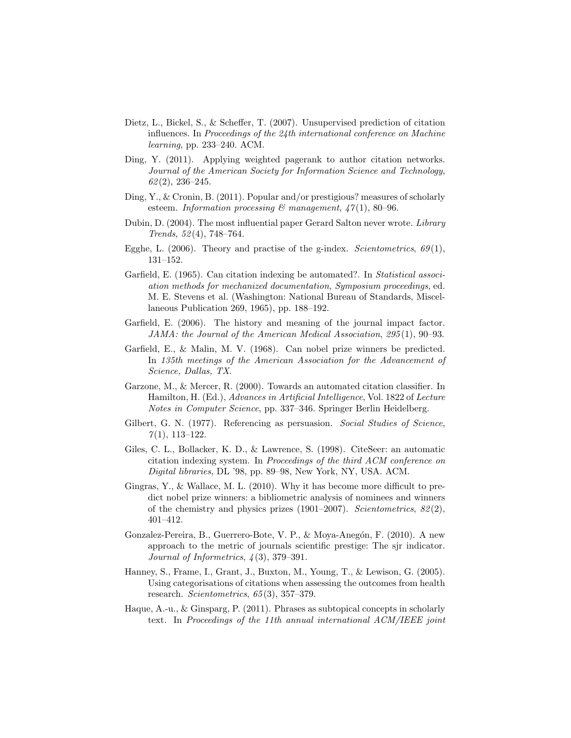Dietz, L., Bickel, S., & Scheffer, T. (2007). Unsupervised prediction of citation influences. In *Proceedings of the 24th international conference on Machine learning*, pp. 233–240. ACM.

Ding, Y. (2011). Applying weighted pagerank to author citation networks. *Journal of the American Society for Information Science and Technology*, *62*(2), 236–245.

Ding, Y., & Cronin, B. (2011). Popular and/or prestigious? measures of scholarly esteem. *Information processing & management*, *47*(1), 80–96.

Dubin, D. (2004). The most influential paper Gerard Salton never wrote. *Library Trends*, *52*(4), 748–764.

Egghe, L. (2006). Theory and practise of the g-index. *Scientometrics*, *69*(1), 131–152.

Garfield, E. (1965). Can citation indexing be automated?. In *Statistical association methods for mechanized documentation, Symposium proceedings*, ed. M. E. Stevens et al. (Washington: National Bureau of Standards, Miscellaneous Publication 269, 1965), pp. 188–192.

Garfield, E. (2006). The history and meaning of the journal impact factor. *JAMA: the Journal of the American Medical Association*, *295*(1), 90–93.

Garfield, E., & Malin, M. V. (1968). Can nobel prize winners be predicted. In *135th meetings of the American Association for the Advancement of Science, Dallas, TX*.

Garzone, M., & Mercer, R. (2000). Towards an automated citation classifier. In Hamilton, H. (Ed.), *Advances in Artificial Intelligence*, Vol. 1822 of *Lecture Notes in Computer Science*, pp. 337–346. Springer Berlin Heidelberg.

Gilbert, G. N. (1977). Referencing as persuasion. *Social Studies of Science*, *7*(1), 113–122.

Giles, C. L., Bollacker, K. D., & Lawrence, S. (1998). CiteSeer: an automatic citation indexing system. In *Proceedings of the third ACM conference on Digital libraries*, DL '98, pp. 89–98, New York, NY, USA. ACM.

Gingras, Y., & Wallace, M. L. (2010). Why it has become more difficult to predict nobel prize winners: a bibliometric analysis of nominees and winners of the chemistry and physics prizes (1901–2007). *Scientometrics*, *82*(2), 401–412.

Gonzalez-Pereira, B., Guerrero-Bote, V. P., & Moya-Anegón, F. (2010). A new approach to the metric of journals scientific prestige: The sjr indicator. *Journal of Informetrics*, *4*(3), 379–391.

Hanney, S., Frame, I., Grant, J., Buxton, M., Young, T., & Lewison, G. (2005). Using categorisations of citations when assessing the outcomes from health research. *Scientometrics*, *65*(3), 357–379.

Haque, A.-u., & Ginsparg, P. (2011). Phrases as subtopical concepts in scholarly text. In *Proceedings of the 11th annual international ACM/IEEE joint*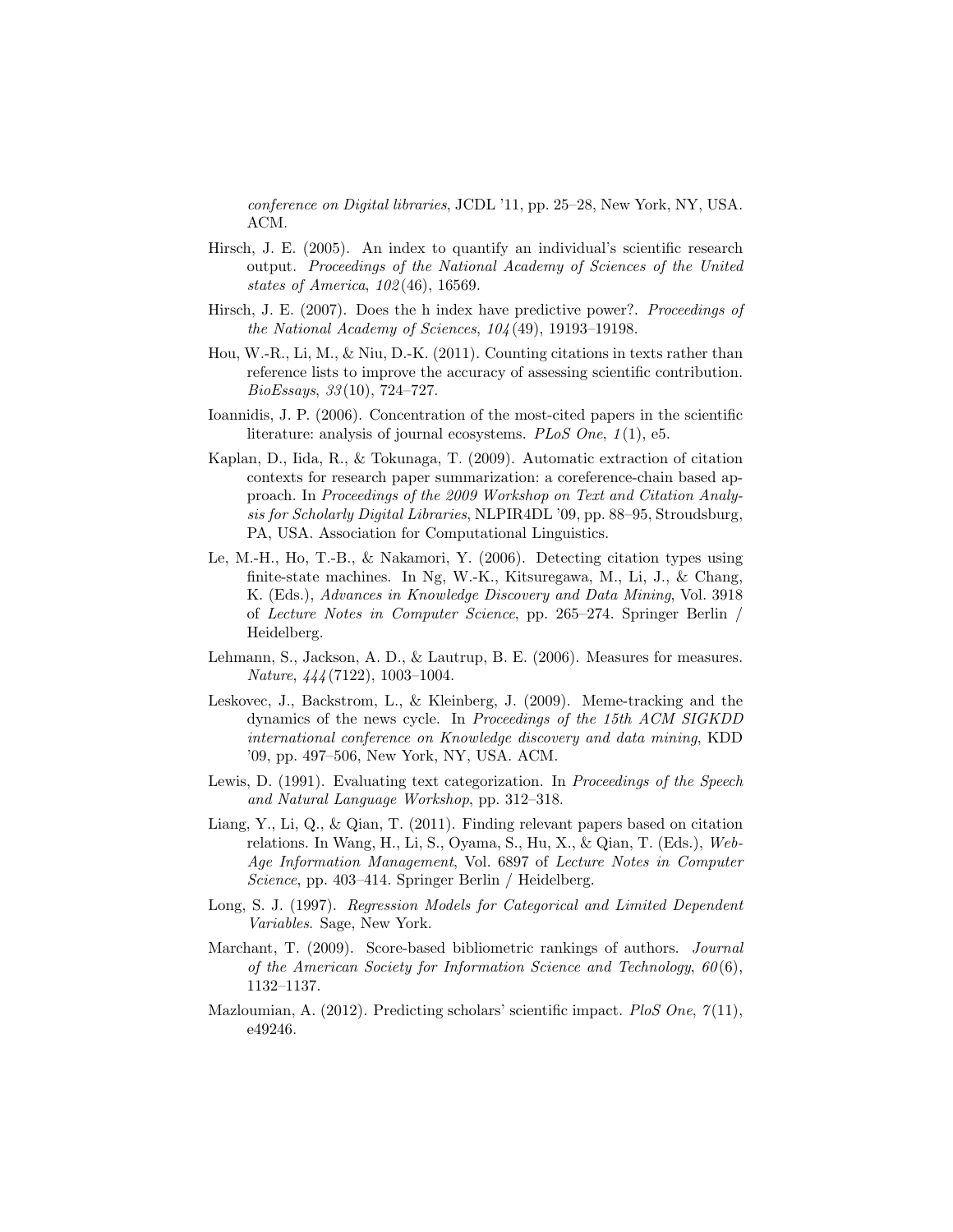*conference on Digital libraries*, JCDL '11, pp. 25–28, New York, NY, USA. ACM.

Hirsch, J. E. (2005). An index to quantify an individual's scientific research output. *Proceedings of the National Academy of Sciences of the United states of America*, *102*(46), 16569.

Hirsch, J. E. (2007). Does the h index have predictive power?. *Proceedings of the National Academy of Sciences*, *104*(49), 19193–19198.

Hou, W.-R., Li, M., & Niu, D.-K. (2011). Counting citations in texts rather than reference lists to improve the accuracy of assessing scientific contribution. *BioEssays*, *33*(10), 724–727.

Ioannidis, J. P. (2006). Concentration of the most-cited papers in the scientific literature: analysis of journal ecosystems. *PLoS One*, *1*(1), e5.

Kaplan, D., Iida, R., & Tokunaga, T. (2009). Automatic extraction of citation contexts for research paper summarization: a coreference-chain based approach. In *Proceedings of the 2009 Workshop on Text and Citation Analysis for Scholarly Digital Libraries*, NLPIR4DL '09, pp. 88–95, Stroudsburg, PA, USA. Association for Computational Linguistics.

Le, M.-H., Ho, T.-B., & Nakamori, Y. (2006). Detecting citation types using finite-state machines. In Ng, W.-K., Kitsuregawa, M., Li, J., & Chang, K. (Eds.), *Advances in Knowledge Discovery and Data Mining*, Vol. 3918 of *Lecture Notes in Computer Science*, pp. 265–274. Springer Berlin / Heidelberg.

Lehmann, S., Jackson, A. D., & Lautrup, B. E. (2006). Measures for measures. *Nature*, *444*(7122), 1003–1004.

Leskovec, J., Backstrom, L., & Kleinberg, J. (2009). Meme-tracking and the dynamics of the news cycle. In *Proceedings of the 15th ACM SIGKDD international conference on Knowledge discovery and data mining*, KDD '09, pp. 497–506, New York, NY, USA. ACM.

Lewis, D. (1991). Evaluating text categorization. In *Proceedings of the Speech and Natural Language Workshop*, pp. 312–318.

Liang, Y., Li, Q., & Qian, T. (2011). Finding relevant papers based on citation relations. In Wang, H., Li, S., Oyama, S., Hu, X., & Qian, T. (Eds.), *Web-Age Information Management*, Vol. 6897 of *Lecture Notes in Computer Science*, pp. 403–414. Springer Berlin / Heidelberg.

Long, S. J. (1997). *Regression Models for Categorical and Limited Dependent Variables*. Sage, New York.

Marchant, T. (2009). Score-based bibliometric rankings of authors. *Journal of the American Society for Information Science and Technology*, *60*(6), 1132–1137.

Mazloumian, A. (2012). Predicting scholars' scientific impact. *PloS One*, *7*(11), e49246.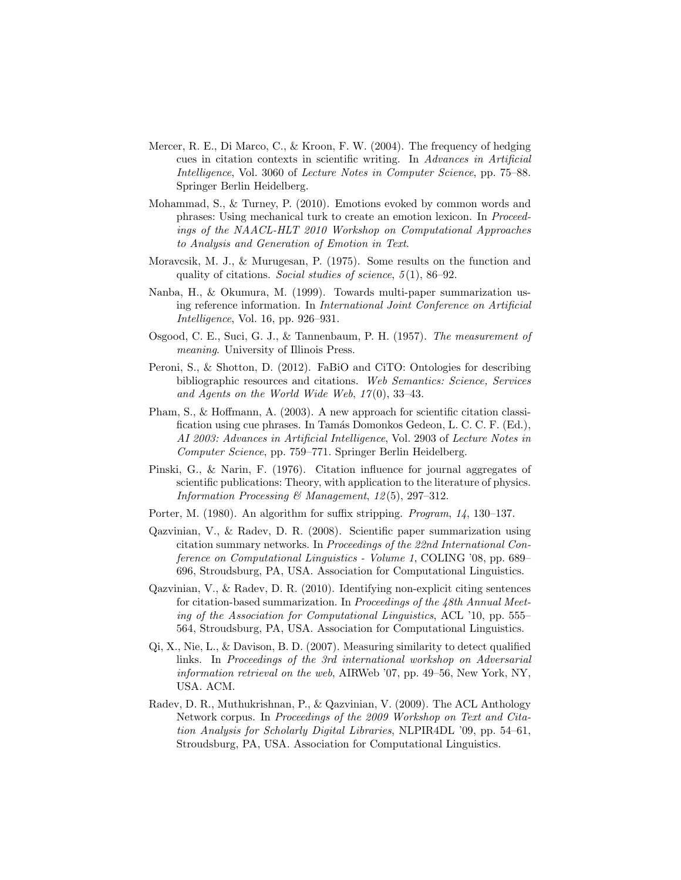Mercer, R. E., Di Marco, C., & Kroon, F. W. (2004). The frequency of hedging cues in citation contexts in scientific writing. In *Advances in Artificial Intelligence*, Vol. 3060 of *Lecture Notes in Computer Science*, pp. 75–88. Springer Berlin Heidelberg.

Mohammad, S., & Turney, P. (2010). Emotions evoked by common words and phrases: Using mechanical turk to create an emotion lexicon. In *Proceedings of the NAACL-HLT 2010 Workshop on Computational Approaches to Analysis and Generation of Emotion in Text*.

Moravcsik, M. J., & Murugesan, P. (1975). Some results on the function and quality of citations. *Social studies of science*, *5*(1), 86–92.

Nanba, H., & Okumura, M. (1999). Towards multi-paper summarization using reference information. In *International Joint Conference on Artificial Intelligence*, Vol. 16, pp. 926–931.

Osgood, C. E., Suci, G. J., & Tannenbaum, P. H. (1957). *The measurement of meaning*. University of Illinois Press.

Peroni, S., & Shotton, D. (2012). FaBiO and CiTO: Ontologies for describing bibliographic resources and citations. *Web Semantics: Science, Services and Agents on the World Wide Web*, *17*(0), 33–43.

Pham, S., & Hoffmann, A. (2003). A new approach for scientific citation classification using cue phrases. In Tamás Domonkos Gedeon, L. C. C. F. (Ed.), *AI 2003: Advances in Artificial Intelligence*, Vol. 2903 of *Lecture Notes in Computer Science*, pp. 759–771. Springer Berlin Heidelberg.

Pinski, G., & Narin, F. (1976). Citation influence for journal aggregates of scientific publications: Theory, with application to the literature of physics. *Information Processing & Management*, *12*(5), 297–312.

Porter, M. (1980). An algorithm for suffix stripping. *Program*, *14*, 130–137.

Qazvinian, V., & Radev, D. R. (2008). Scientific paper summarization using citation summary networks. In *Proceedings of the 22nd International Conference on Computational Linguistics - Volume 1*, COLING '08, pp. 689–696, Stroudsburg, PA, USA. Association for Computational Linguistics.

Qazvinian, V., & Radev, D. R. (2010). Identifying non-explicit citing sentences for citation-based summarization. In *Proceedings of the 48th Annual Meeting of the Association for Computational Linguistics*, ACL '10, pp. 555–564, Stroudsburg, PA, USA. Association for Computational Linguistics.

Qi, X., Nie, L., & Davison, B. D. (2007). Measuring similarity to detect qualified links. In *Proceedings of the 3rd international workshop on Adversarial information retrieval on the web*, AIRWeb '07, pp. 49–56, New York, NY, USA. ACM.

Radev, D. R., Muthukrishnan, P., & Qazvinian, V. (2009). The ACL Anthology Network corpus. In *Proceedings of the 2009 Workshop on Text and Citation Analysis for Scholarly Digital Libraries*, NLPIR4DL '09, pp. 54–61, Stroudsburg, PA, USA. Association for Computational Linguistics.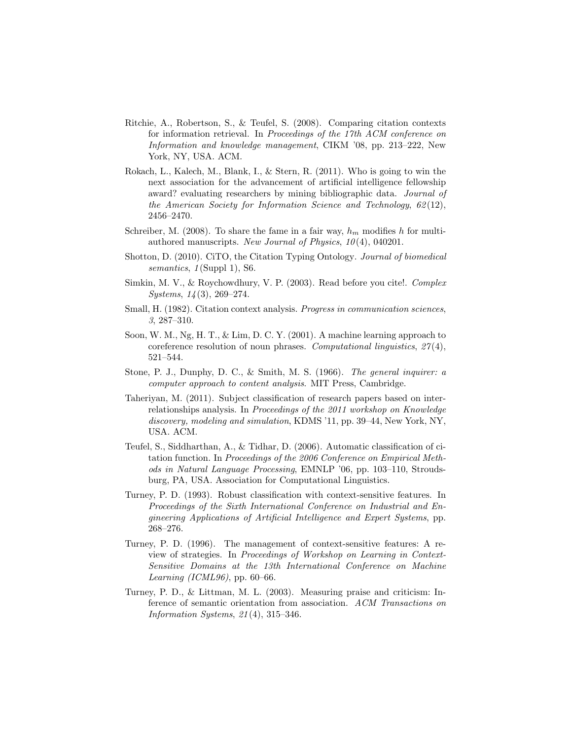Ritchie, A., Robertson, S., & Teufel, S. (2008). Comparing citation contexts for information retrieval. In *Proceedings of the 17th ACM conference on Information and knowledge management*, CIKM '08, pp. 213–222, New York, NY, USA. ACM.

Rokach, L., Kalech, M., Blank, I., & Stern, R. (2011). Who is going to win the next association for the advancement of artificial intelligence fellowship award? evaluating researchers by mining bibliographic data. *Journal of the American Society for Information Science and Technology*, *62*(12), 2456–2470.

Schreiber, M. (2008). To share the fame in a fair way, $h_m$ modifies $h$ for multi-authored manuscripts. *New Journal of Physics*, *10*(4), 040201.

Shotton, D. (2010). CiTO, the Citation Typing Ontology. *Journal of biomedical semantics*, *1*(Suppl 1), S6.

Simkin, M. V., & Roychowdhury, V. P. (2003). Read before you cite!. *Complex Systems*, *14*(3), 269–274.

Small, H. (1982). Citation context analysis. *Progress in communication sciences*, *3*, 287–310.

Soon, W. M., Ng, H. T., & Lim, D. C. Y. (2001). A machine learning approach to coreference resolution of noun phrases. *Computational linguistics*, *27*(4), 521–544.

Stone, P. J., Dunphy, D. C., & Smith, M. S. (1966). *The general inquirer: a computer approach to content analysis*. MIT Press, Cambridge.

Taheriyan, M. (2011). Subject classification of research papers based on interrelationships analysis. In *Proceedings of the 2011 workshop on Knowledge discovery, modeling and simulation*, KDMS '11, pp. 39–44, New York, NY, USA. ACM.

Teufel, S., Siddharthan, A., & Tidhar, D. (2006). Automatic classification of citation function. In *Proceedings of the 2006 Conference on Empirical Methods in Natural Language Processing*, EMNLP '06, pp. 103–110, Stroudsburg, PA, USA. Association for Computational Linguistics.

Turney, P. D. (1993). Robust classification with context-sensitive features. In *Proceedings of the Sixth International Conference on Industrial and Engineering Applications of Artificial Intelligence and Expert Systems*, pp. 268–276.

Turney, P. D. (1996). The management of context-sensitive features: A review of strategies. In *Proceedings of Workshop on Learning in Context-Sensitive Domains at the 13th International Conference on Machine Learning (ICML96)*, pp. 60–66.

Turney, P. D., & Littman, M. L. (2003). Measuring praise and criticism: Inference of semantic orientation from association. *ACM Transactions on Information Systems*, *21*(4), 315–346.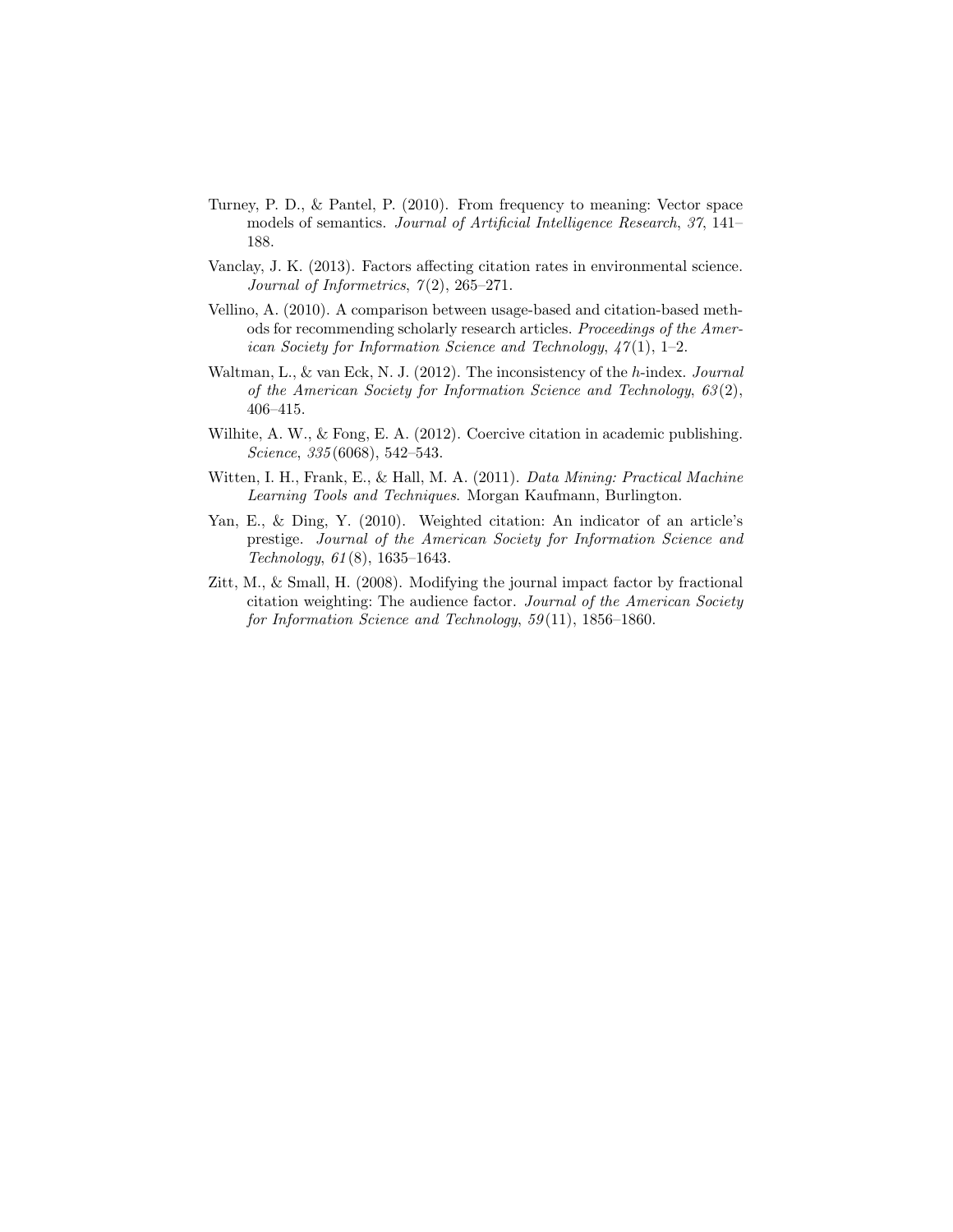Turney, P. D., & Pantel, P. (2010). From frequency to meaning: Vector space models of semantics. *Journal of Artificial Intelligence Research*, *37*, 141–188.

Vanclay, J. K. (2013). Factors affecting citation rates in environmental science. *Journal of Informetrics*, *7*(2), 265–271.

Vellino, A. (2010). A comparison between usage-based and citation-based methods for recommending scholarly research articles. *Proceedings of the American Society for Information Science and Technology*, *47*(1), 1–2.

Waltman, L., & van Eck, N. J. (2012). The inconsistency of the *h*-index. *Journal of the American Society for Information Science and Technology*, *63*(2), 406–415.

Wilhite, A. W., & Fong, E. A. (2012). Coercive citation in academic publishing. *Science*, *335*(6068), 542–543.

Witten, I. H., Frank, E., & Hall, M. A. (2011). *Data Mining: Practical Machine Learning Tools and Techniques*. Morgan Kaufmann, Burlington.

Yan, E., & Ding, Y. (2010). Weighted citation: An indicator of an article's prestige. *Journal of the American Society for Information Science and Technology*, *61*(8), 1635–1643.

Zitt, M., & Small, H. (2008). Modifying the journal impact factor by fractional citation weighting: The audience factor. *Journal of the American Society for Information Science and Technology*, *59*(11), 1856–1860.